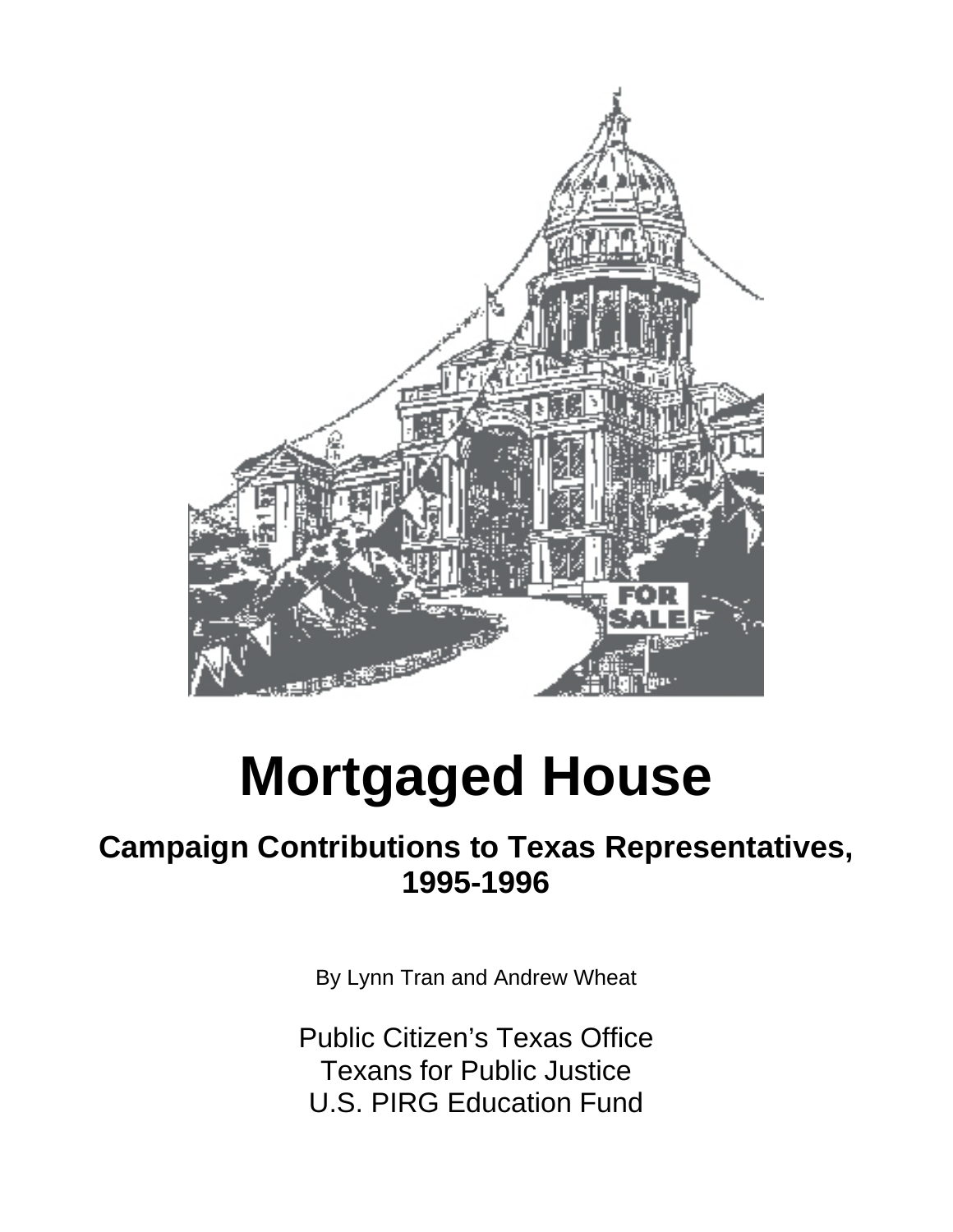# Mortgaged House

## Campaign Contributions to Texas Representatives, 1995-1996

By Lynn Tran and Andrew Wheat

Public Citizen's Texas Office
Texans for Public Justice
U.S. PIRG Education Fund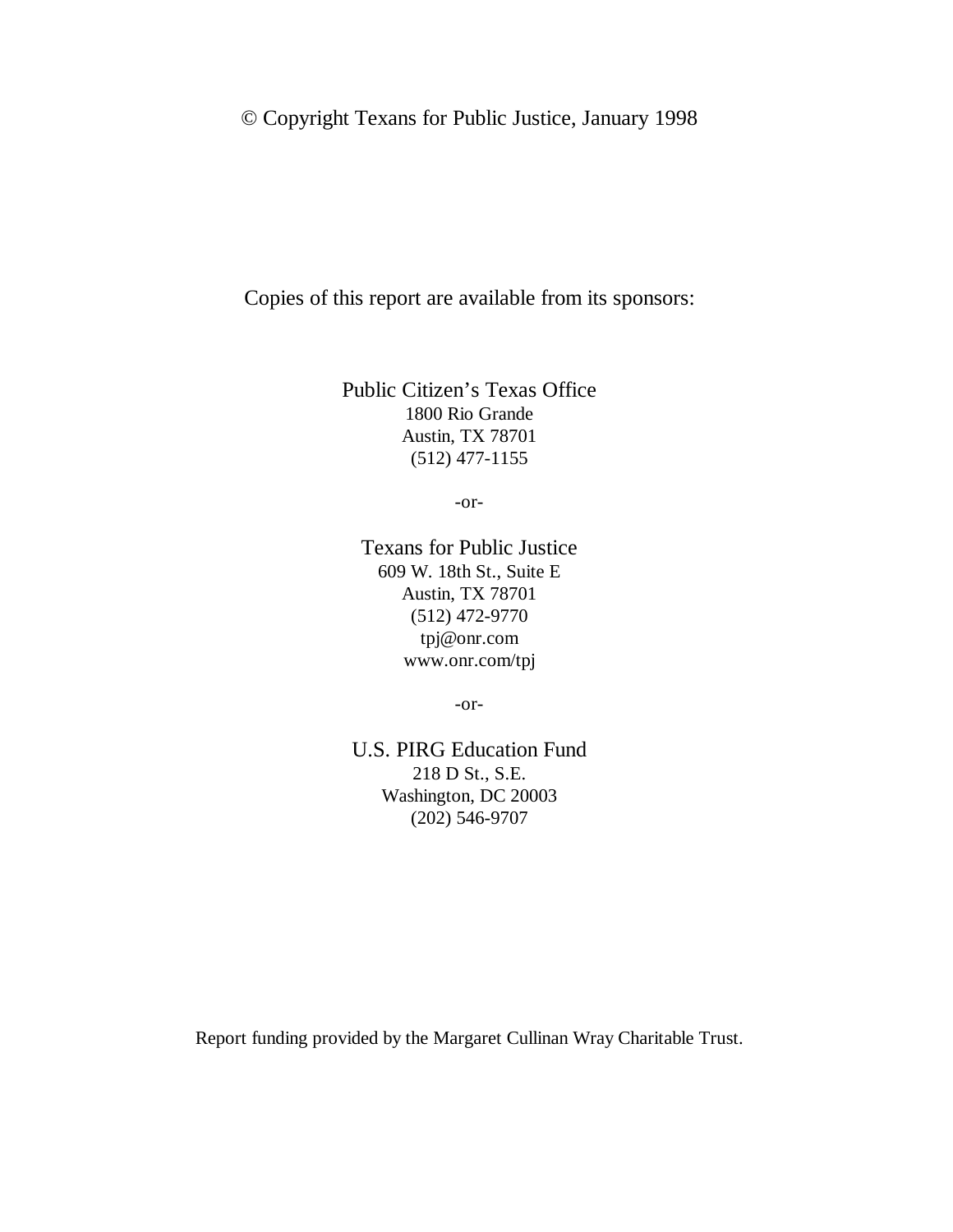© Copyright Texans for Public Justice, January 1998

Copies of this report are available from its sponsors:

Public Citizen's Texas Office
1800 Rio Grande
Austin, TX 78701
(512) 477-1155

-or-

Texans for Public Justice
609 W. 18th St., Suite E
Austin, TX 78701
(512) 472-9770
tpj@onr.com
www.onr.com/tpj

-or-

U.S. PIRG Education Fund
218 D St., S.E.
Washington, DC 20003
(202) 546-9707

Report funding provided by the Margaret Cullinan Wray Charitable Trust.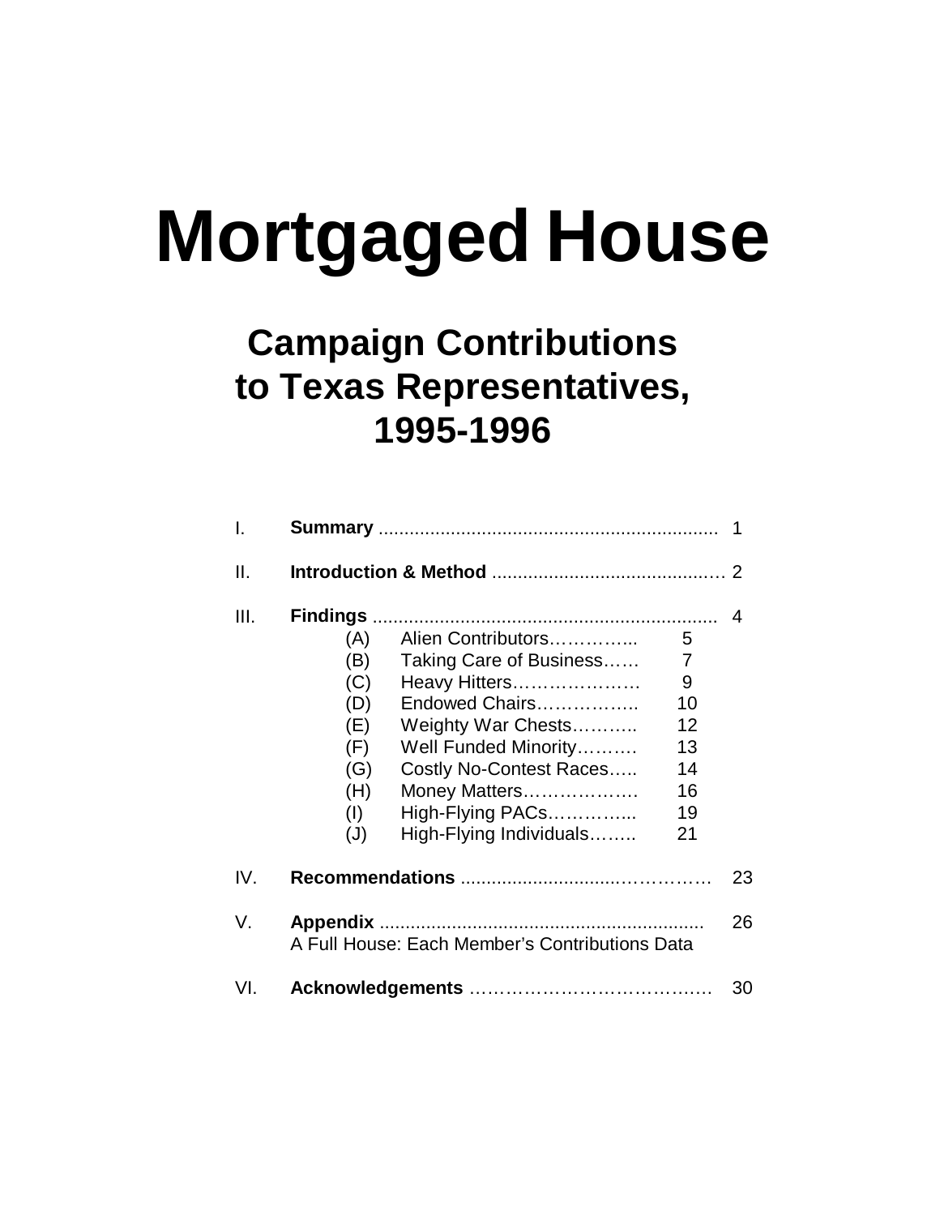# Mortgaged House

## Campaign Contributions to Texas Representatives, 1995-1996

| | | | |
|---|---|---|---|
| I. | **Summary** | | 1 |
| II. | **Introduction & Method** | | 2 |
| III. | **Findings** | | 4 |
| | (A) Alien Contributors | 5 | |
| | (B) Taking Care of Business | 7 | |
| | (C) Heavy Hitters | 9 | |
| | (D) Endowed Chairs | 10 | |
| | (E) Weighty War Chests | 12 | |
| | (F) Well Funded Minority | 13 | |
| | (G) Costly No-Contest Races | 14 | |
| | (H) Money Matters | 16 | |
| | (I) High-Flying PACs | 19 | |
| | (J) High-Flying Individuals | 21 | |
| IV. | **Recommendations** | | 23 |
| V. | **Appendix**<br>A Full House: Each Member's Contributions Data | | 26 |
| VI. | **Acknowledgements** | | 30 |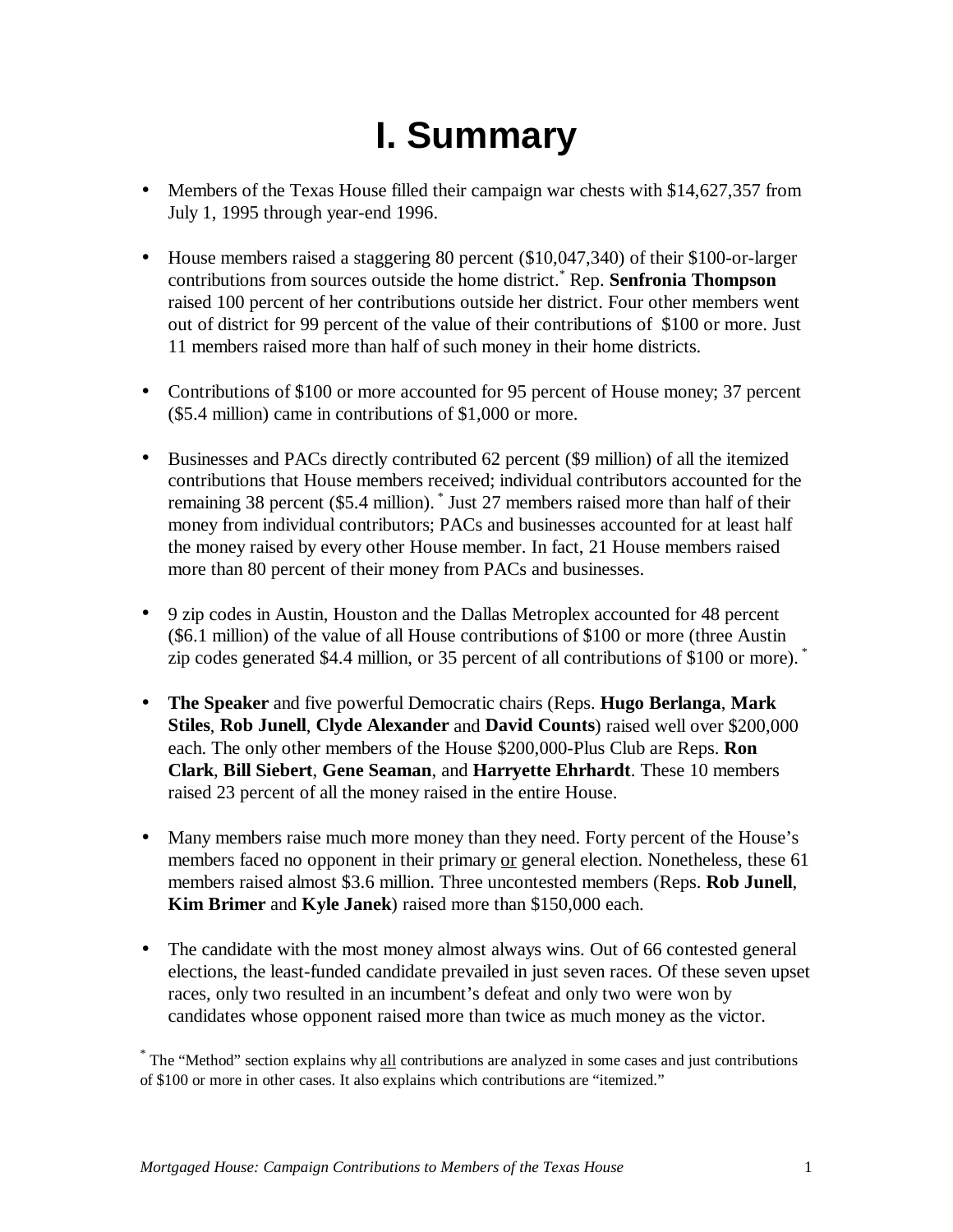# I. Summary

- Members of the Texas House filled their campaign war chests with $14,627,357 from July 1, 1995 through year-end 1996.

- House members raised a staggering 80 percent ($10,047,340) of their $100-or-larger contributions from sources outside the home district.* Rep. **Senfronia Thompson** raised 100 percent of her contributions outside her district. Four other members went out of district for 99 percent of the value of their contributions of $100 or more. Just 11 members raised more than half of such money in their home districts.

- Contributions of $100 or more accounted for 95 percent of House money; 37 percent ($5.4 million) came in contributions of $1,000 or more.

- Businesses and PACs directly contributed 62 percent ($9 million) of all the itemized contributions that House members received; individual contributors accounted for the remaining 38 percent ($5.4 million).* Just 27 members raised more than half of their money from individual contributors; PACs and businesses accounted for at least half the money raised by every other House member. In fact, 21 House members raised more than 80 percent of their money from PACs and businesses.

- 9 zip codes in Austin, Houston and the Dallas Metroplex accounted for 48 percent ($6.1 million) of the value of all House contributions of $100 or more (three Austin zip codes generated $4.4 million, or 35 percent of all contributions of $100 or more).*

- **The Speaker** and five powerful Democratic chairs (Reps. **Hugo Berlanga**, **Mark Stiles**, **Rob Junell**, **Clyde Alexander** and **David Counts**) raised well over $200,000 each. The only other members of the House $200,000-Plus Club are Reps. **Ron Clark**, **Bill Siebert**, **Gene Seaman**, and **Harryette Ehrhardt**. These 10 members raised 23 percent of all the money raised in the entire House.

- Many members raise much more money than they need. Forty percent of the House's members faced no opponent in their primary <u>or</u> general election. Nonetheless, these 61 members raised almost $3.6 million. Three uncontested members (Reps. **Rob Junell**, **Kim Brimer** and **Kyle Janek**) raised more than $150,000 each.

- The candidate with the most money almost always wins. Out of 66 contested general elections, the least-funded candidate prevailed in just seven races. Of these seven upset races, only two resulted in an incumbent's defeat and only two were won by candidates whose opponent raised more than twice as much money as the victor.

* The "Method" section explains why <u>all</u> contributions are analyzed in some cases and just contributions of $100 or more in other cases. It also explains which contributions are "itemized."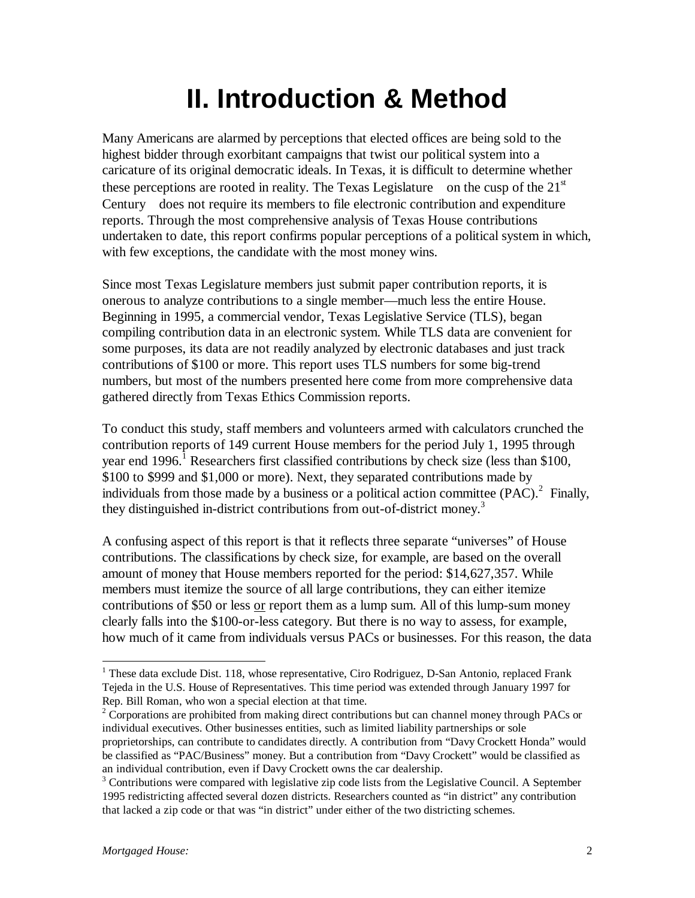# II. Introduction & Method

Many Americans are alarmed by perceptions that elected offices are being sold to the highest bidder through exorbitant campaigns that twist our political system into a caricature of its original democratic ideals. In Texas, it is difficult to determine whether these perceptions are rooted in reality. The Texas Legislature — on the cusp of the 21st Century — does not require its members to file electronic contribution and expenditure reports. Through the most comprehensive analysis of Texas House contributions undertaken to date, this report confirms popular perceptions of a political system in which, with few exceptions, the candidate with the most money wins.

Since most Texas Legislature members just submit paper contribution reports, it is onerous to analyze contributions to a single member—much less the entire House. Beginning in 1995, a commercial vendor, Texas Legislative Service (TLS), began compiling contribution data in an electronic system. While TLS data are convenient for some purposes, its data are not readily analyzed by electronic databases and just track contributions of $100 or more. This report uses TLS numbers for some big-trend numbers, but most of the numbers presented here come from more comprehensive data gathered directly from Texas Ethics Commission reports.

To conduct this study, staff members and volunteers armed with calculators crunched the contribution reports of 149 current House members for the period July 1, 1995 through year end 1996.[1] Researchers first classified contributions by check size (less than $100, $100 to $999 and $1,000 or more). Next, they separated contributions made by individuals from those made by a business or a political action committee (PAC).[2] Finally, they distinguished in-district contributions from out-of-district money.[3]

A confusing aspect of this report is that it reflects three separate "universes" of House contributions. The classifications by check size, for example, are based on the overall amount of money that House members reported for the period: $14,627,357. While members must itemize the source of all large contributions, they can either itemize contributions of $50 or less or report them as a lump sum. All of this lump-sum money clearly falls into the $100-or-less category. But there is no way to assess, for example, how much of it came from individuals versus PACs or businesses. For this reason, the data

---

[1] These data exclude Dist. 118, whose representative, Ciro Rodriguez, D-San Antonio, replaced Frank Tejeda in the U.S. House of Representatives. This time period was extended through January 1997 for Rep. Bill Roman, who won a special election at that time.

[2] Corporations are prohibited from making direct contributions but can channel money through PACs or individual executives. Other businesses entities, such as limited liability partnerships or sole proprietorships, can contribute to candidates directly. A contribution from "Davy Crockett Honda" would be classified as "PAC/Business" money. But a contribution from "Davy Crockett" would be classified as an individual contribution, even if Davy Crockett owns the car dealership.

[3] Contributions were compared with legislative zip code lists from the Legislative Council. A September 1995 redistricting affected several dozen districts. Researchers counted as "in district" any contribution that lacked a zip code or that was "in district" under either of the two districting schemes.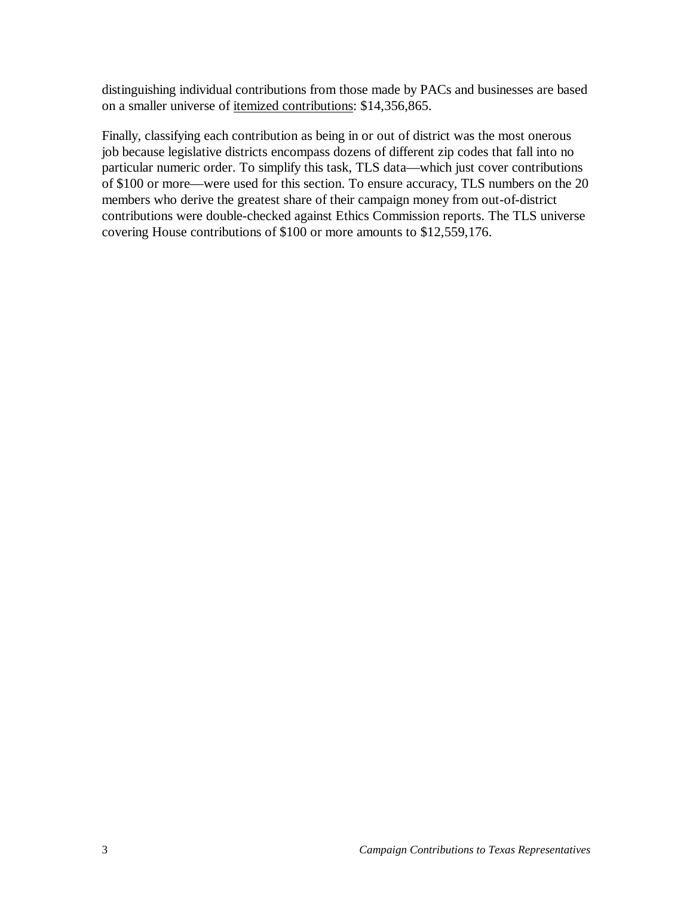distinguishing individual contributions from those made by PACs and businesses are based on a smaller universe of itemized contributions: $14,356,865.

Finally, classifying each contribution as being in or out of district was the most onerous job because legislative districts encompass dozens of different zip codes that fall into no particular numeric order. To simplify this task, TLS data—which just cover contributions of $100 or more—were used for this section. To ensure accuracy, TLS numbers on the 20 members who derive the greatest share of their campaign money from out-of-district contributions were double-checked against Ethics Commission reports. The TLS universe covering House contributions of $100 or more amounts to $12,559,176.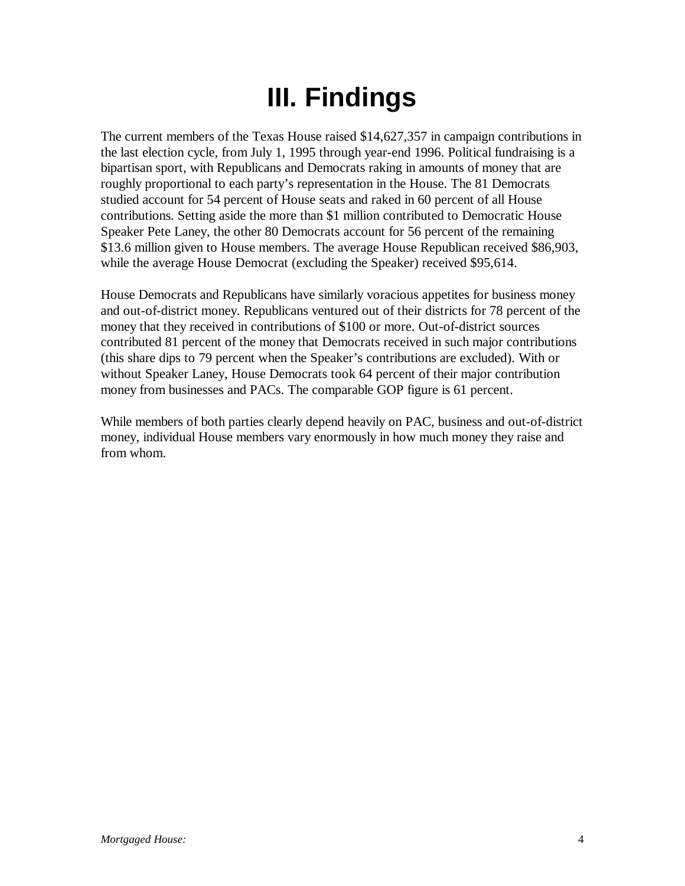# III. Findings

The current members of the Texas House raised $14,627,357 in campaign contributions in the last election cycle, from July 1, 1995 through year-end 1996. Political fundraising is a bipartisan sport, with Republicans and Democrats raking in amounts of money that are roughly proportional to each party's representation in the House. The 81 Democrats studied account for 54 percent of House seats and raked in 60 percent of all House contributions. Setting aside the more than $1 million contributed to Democratic House Speaker Pete Laney, the other 80 Democrats account for 56 percent of the remaining $13.6 million given to House members. The average House Republican received $86,903, while the average House Democrat (excluding the Speaker) received $95,614.

House Democrats and Republicans have similarly voracious appetites for business money and out-of-district money. Republicans ventured out of their districts for 78 percent of the money that they received in contributions of $100 or more. Out-of-district sources contributed 81 percent of the money that Democrats received in such major contributions (this share dips to 79 percent when the Speaker's contributions are excluded). With or without Speaker Laney, House Democrats took 64 percent of their major contribution money from businesses and PACs. The comparable GOP figure is 61 percent.

While members of both parties clearly depend heavily on PAC, business and out-of-district money, individual House members vary enormously in how much money they raise and from whom.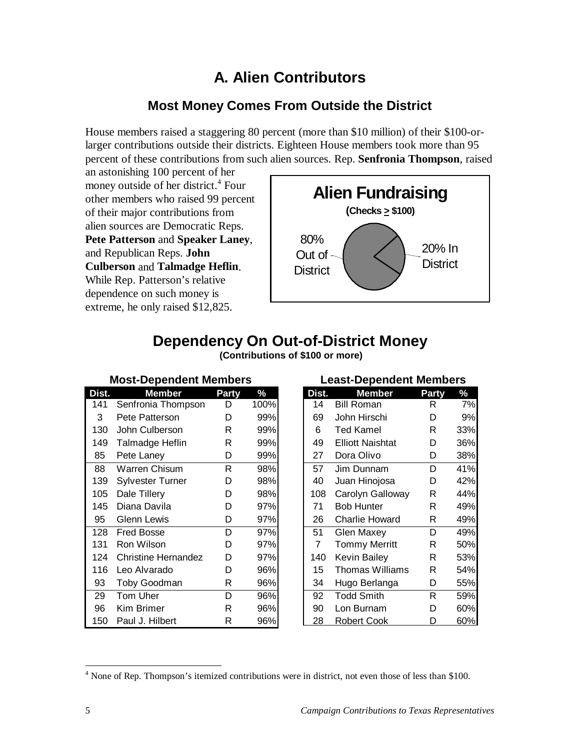# A. Alien Contributors

## Most Money Comes From Outside the District

House members raised a staggering 80 percent (more than $10 million) of their $100-or-larger contributions outside their districts. Eighteen House members took more than 95 percent of these contributions from such alien sources. Rep. **Senfronia Thompson**, raised an astonishing 100 percent of her money outside of her district.[4] Four other members who raised 99 percent of their major contributions from alien sources are Democratic Reps. **Pete Patterson** and **Speaker Laney**, and Republican Reps. **John Culberson** and **Talmadge Heflin**. While Rep. Patterson's relative dependence on such money is extreme, he only raised $12,825.

**Alien Fundraising**

**(Checks ≥ $100)**

80% Out of District

20% In District

## Dependency On Out-of-District Money

**(Contributions of $100 or more)**

**Most-Dependent Members**

| Dist. | Member | Party | % |
|---|---|---|---|
| 141 | Senfronia Thompson | D | 100% |
| 3 | Pete Patterson | D | 99% |
| 130 | John Culberson | R | 99% |
| 149 | Talmadge Heflin | R | 99% |
| 85 | Pete Laney | D | 99% |
| 88 | Warren Chisum | R | 98% |
| 139 | Sylvester Turner | D | 98% |
| 105 | Dale Tillery | D | 98% |
| 145 | Diana Davila | D | 97% |
| 95 | Glenn Lewis | D | 97% |
| 128 | Fred Bosse | D | 97% |
| 131 | Ron Wilson | D | 97% |
| 124 | Christine Hernandez | D | 97% |
| 116 | Leo Alvarado | D | 96% |
| 93 | Toby Goodman | R | 96% |
| 29 | Tom Uher | D | 96% |
| 96 | Kim Brimer | R | 96% |
| 150 | Paul J. Hilbert | R | 96% |

**Least-Dependent Members**

| Dist. | Member | Party | % |
|---|---|---|---|
| 14 | Bill Roman | R | 7% |
| 69 | John Hirschi | D | 9% |
| 6 | Ted Kamel | R | 33% |
| 49 | Elliott Naishtat | D | 36% |
| 27 | Dora Olivo | D | 38% |
| 57 | Jim Dunnam | D | 41% |
| 40 | Juan Hinojosa | D | 42% |
| 108 | Carolyn Galloway | R | 44% |
| 71 | Bob Hunter | R | 49% |
| 26 | Charlie Howard | R | 49% |
| 51 | Glen Maxey | D | 49% |
| 7 | Tommy Merritt | R | 50% |
| 140 | Kevin Bailey | R | 53% |
| 15 | Thomas Williams | R | 54% |
| 34 | Hugo Berlanga | D | 55% |
| 92 | Todd Smith | R | 59% |
| 90 | Lon Burnam | D | 60% |
| 28 | Robert Cook | D | 60% |

[4] None of Rep. Thompson's itemized contributions were in district, not even those of less than $100.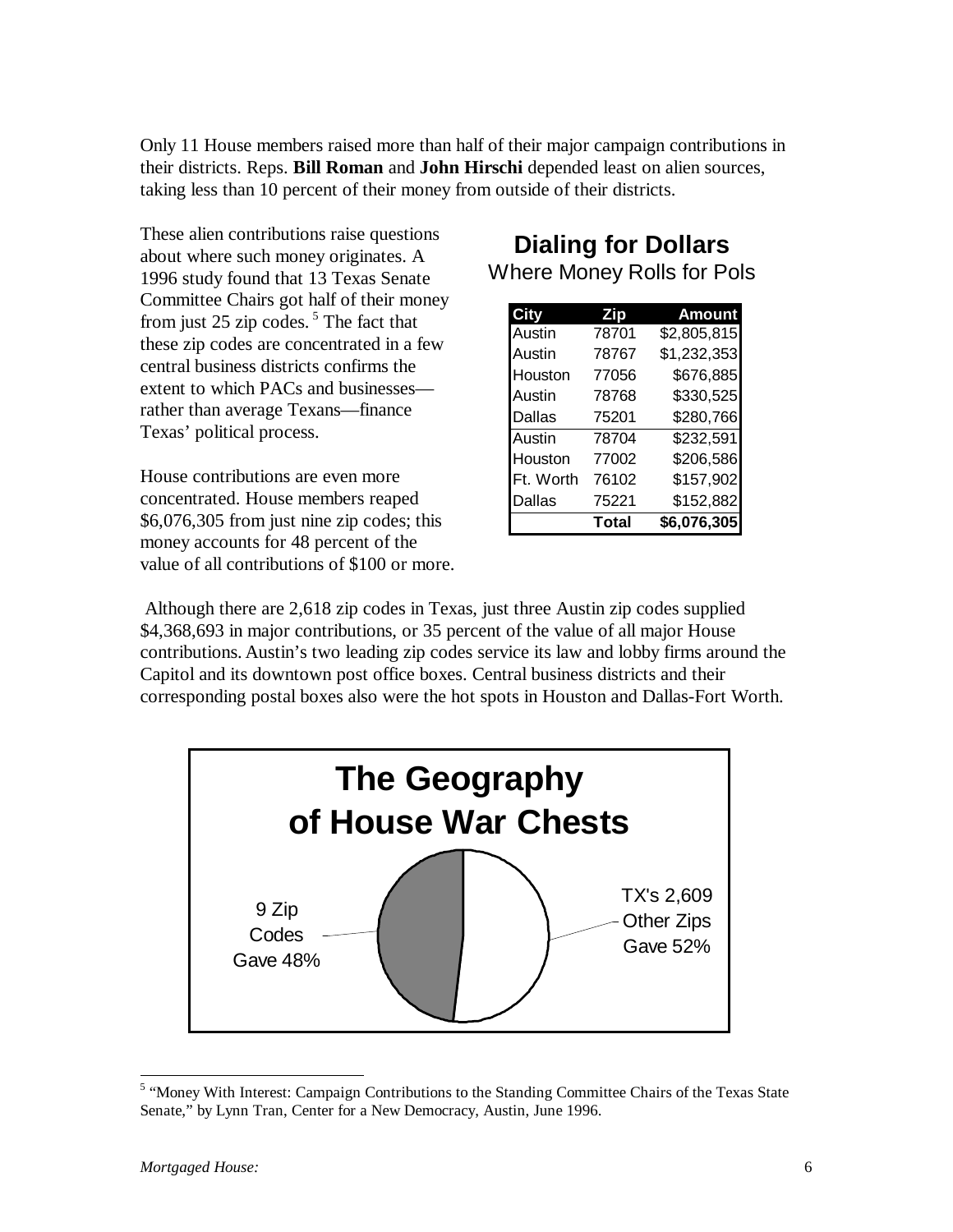Only 11 House members raised more than half of their major campaign contributions in their districts. Reps. **Bill Roman** and **John Hirschi** depended least on alien sources, taking less than 10 percent of their money from outside of their districts.

These alien contributions raise questions about where such money originates. A 1996 study found that 13 Texas Senate Committee Chairs got half of their money from just 25 zip codes.[5] The fact that these zip codes are concentrated in a few central business districts confirms the extent to which PACs and businesses—rather than average Texans—finance Texas' political process.

House contributions are even more concentrated. House members reaped $6,076,305 from just nine zip codes; this money accounts for 48 percent of the value of all contributions of $100 or more.

## Dialing for Dollars

Where Money Rolls for Pols

| City | Zip | Amount |
|---|---|---|
| Austin | 78701 | $2,805,815 |
| Austin | 78767 | $1,232,353 |
| Houston | 77056 | $676,885 |
| Austin | 78768 | $330,525 |
| Dallas | 75201 | $280,766 |
| Austin | 78704 | $232,591 |
| Houston | 77002 | $206,586 |
| Ft. Worth | 76102 | $157,902 |
| Dallas | 75221 | $152,882 |
| | **Total** | **$6,076,305** |

Although there are 2,618 zip codes in Texas, just three Austin zip codes supplied $4,368,693 in major contributions, or 35 percent of the value of all major House contributions. Austin's two leading zip codes service its law and lobby firms around the Capitol and its downtown post office boxes. Central business districts and their corresponding postal boxes also were the hot spots in Houston and Dallas-Fort Worth.

## The Geography of House War Chests

| Source | Share |
|---|---|
| 9 Zip Codes | Gave 48% |
| TX's 2,609 Other Zips | Gave 52% |

[5] "Money With Interest: Campaign Contributions to the Standing Committee Chairs of the Texas State Senate," by Lynn Tran, Center for a New Democracy, Austin, June 1996.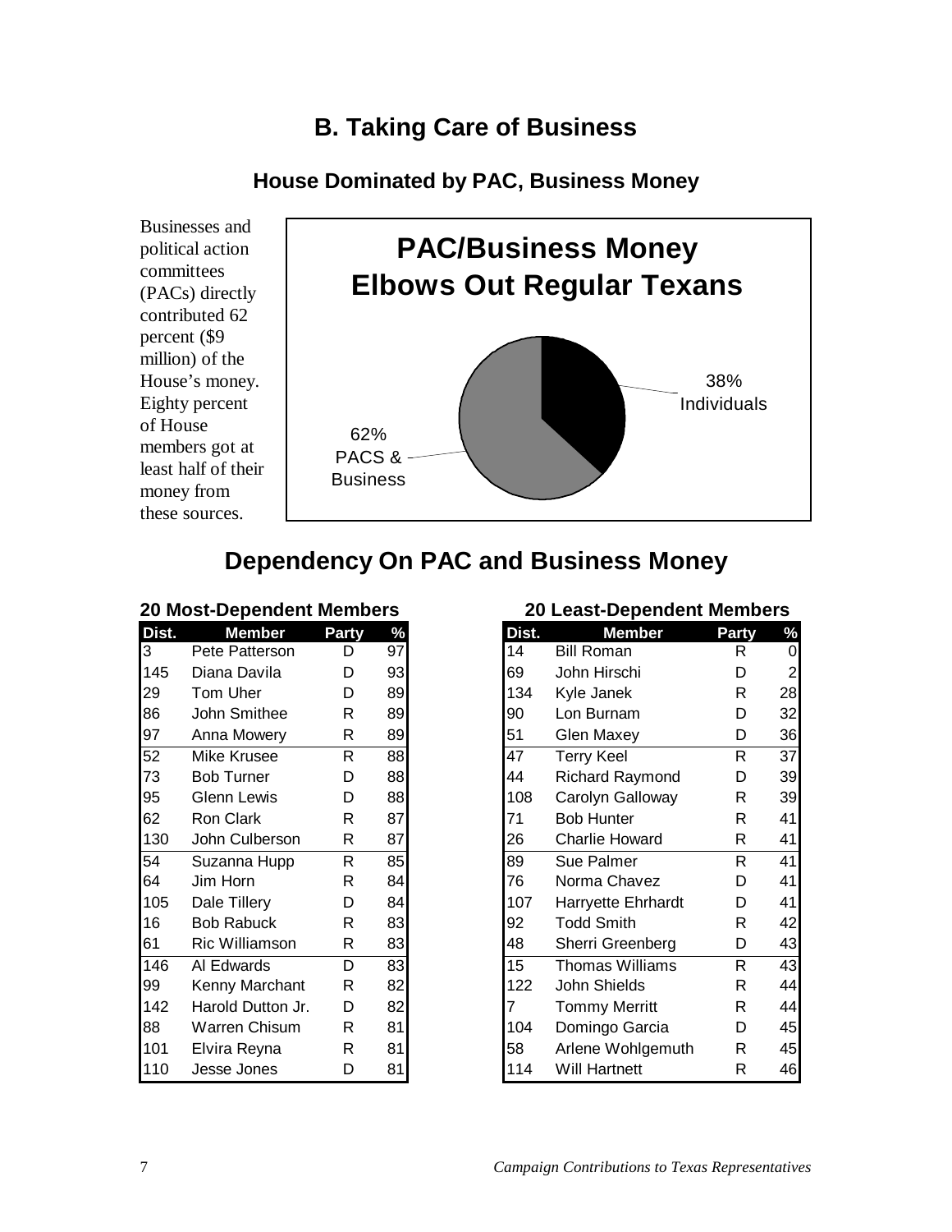## B. Taking Care of Business

### House Dominated by PAC, Business Money

Businesses and political action committees (PACs) directly contributed 62 percent ($9 million) of the House's money. Eighty percent of House members got at least half of their money from these sources.

**PAC/Business Money Elbows Out Regular Texans**

38% Individuals

62% PACS & Business

### Dependency On PAC and Business Money

**20 Most-Dependent Members**

| Dist. | Member | Party | % |
|---|---|---|---|
| 3 | Pete Patterson | D | 97 |
| 145 | Diana Davila | D | 93 |
| 29 | Tom Uher | D | 89 |
| 86 | John Smithee | R | 89 |
| 97 | Anna Mowery | R | 89 |
| 52 | Mike Krusee | R | 88 |
| 73 | Bob Turner | D | 88 |
| 95 | Glenn Lewis | D | 88 |
| 62 | Ron Clark | R | 87 |
| 130 | John Culberson | R | 87 |
| 54 | Suzanna Hupp | R | 85 |
| 64 | Jim Horn | R | 84 |
| 105 | Dale Tillery | D | 84 |
| 16 | Bob Rabuck | R | 83 |
| 61 | Ric Williamson | R | 83 |
| 146 | Al Edwards | D | 83 |
| 99 | Kenny Marchant | R | 82 |
| 142 | Harold Dutton Jr. | D | 82 |
| 88 | Warren Chisum | R | 81 |
| 101 | Elvira Reyna | R | 81 |
| 110 | Jesse Jones | D | 81 |

**20 Least-Dependent Members**

| Dist. | Member | Party | % |
|---|---|---|---|
| 14 | Bill Roman | R | 0 |
| 69 | John Hirschi | D | 2 |
| 134 | Kyle Janek | R | 28 |
| 90 | Lon Burnam | D | 32 |
| 51 | Glen Maxey | D | 36 |
| 47 | Terry Keel | R | 37 |
| 44 | Richard Raymond | D | 39 |
| 108 | Carolyn Galloway | R | 39 |
| 71 | Bob Hunter | R | 41 |
| 26 | Charlie Howard | R | 41 |
| 89 | Sue Palmer | R | 41 |
| 76 | Norma Chavez | D | 41 |
| 107 | Harryette Ehrhardt | D | 41 |
| 92 | Todd Smith | R | 42 |
| 48 | Sherri Greenberg | D | 43 |
| 15 | Thomas Williams | R | 43 |
| 122 | John Shields | R | 44 |
| 7 | Tommy Merritt | R | 44 |
| 104 | Domingo Garcia | D | 45 |
| 58 | Arlene Wohlgemuth | R | 45 |
| 114 | Will Hartnett | R | 46 |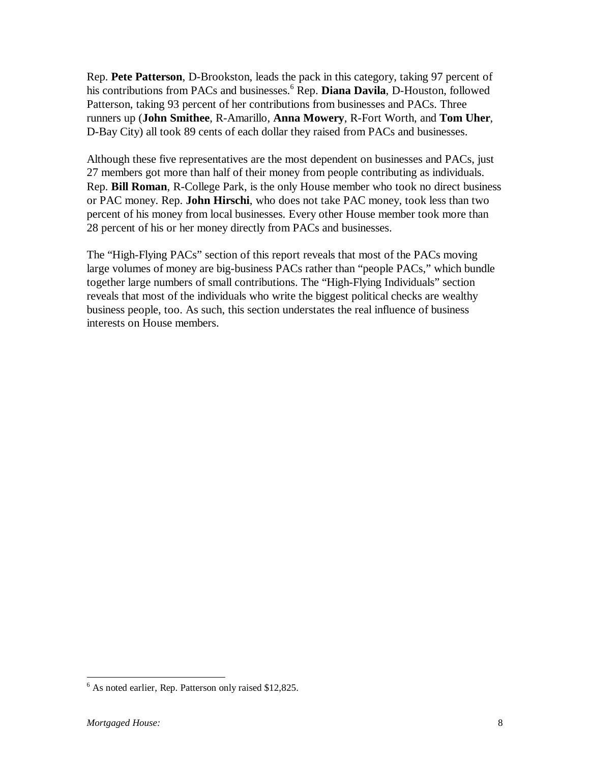Rep. **Pete Patterson**, D-Brookston, leads the pack in this category, taking 97 percent of his contributions from PACs and businesses.[6] Rep. **Diana Davila**, D-Houston, followed Patterson, taking 93 percent of her contributions from businesses and PACs. Three runners up (**John Smithee**, R-Amarillo, **Anna Mowery**, R-Fort Worth, and **Tom Uher**, D-Bay City) all took 89 cents of each dollar they raised from PACs and businesses.

Although these five representatives are the most dependent on businesses and PACs, just 27 members got more than half of their money from people contributing as individuals. Rep. **Bill Roman**, R-College Park, is the only House member who took no direct business or PAC money. Rep. **John Hirschi**, who does not take PAC money, took less than two percent of his money from local businesses. Every other House member took more than 28 percent of his or her money directly from PACs and businesses.

The "High-Flying PACs" section of this report reveals that most of the PACs moving large volumes of money are big-business PACs rather than "people PACs," which bundle together large numbers of small contributions. The "High-Flying Individuals" section reveals that most of the individuals who write the biggest political checks are wealthy business people, too. As such, this section understates the real influence of business interests on House members.

[6] As noted earlier, Rep. Patterson only raised $12,825.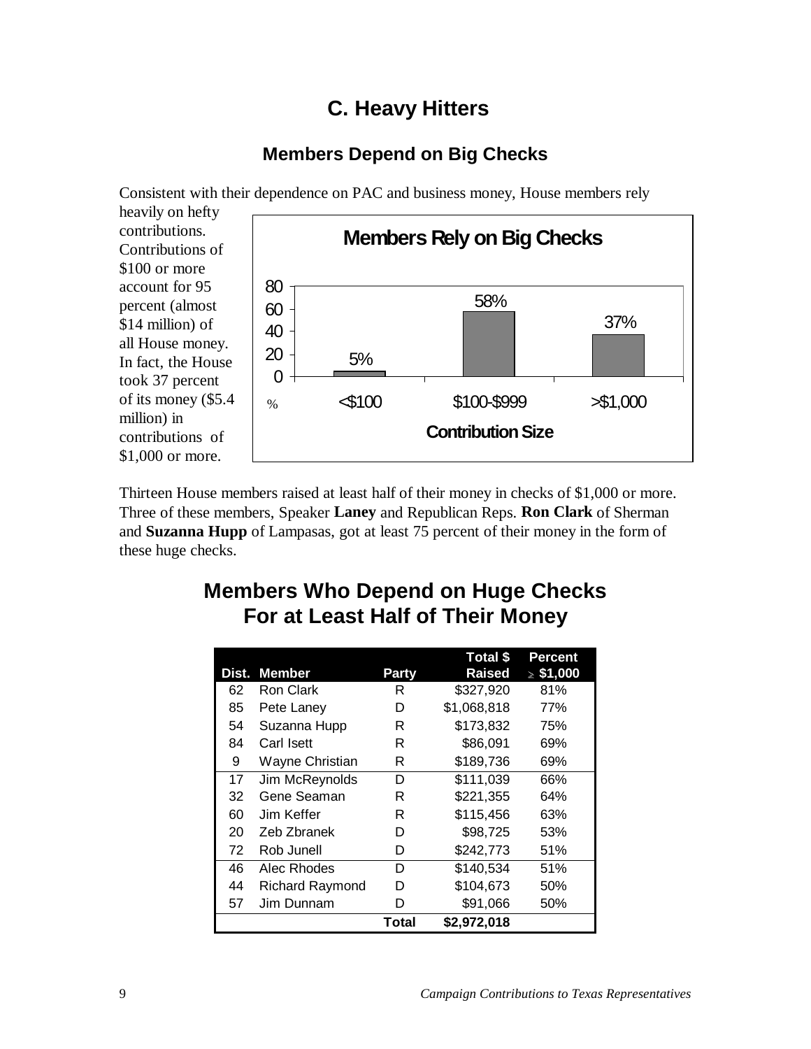## C. Heavy Hitters

### Members Depend on Big Checks

Consistent with their dependence on PAC and business money, House members rely heavily on hefty contributions. Contributions of $100 or more account for 95 percent (almost $14 million) of all House money. In fact, the House took 37 percent of its money ($5.4 million) in contributions of $1,000 or more.

**Members Rely on Big Checks**

| Contribution Size | % |
|---|---|
| <$100 | 5% |
| $100-$999 | 58% |
| >$1,000 | 37% |

Thirteen House members raised at least half of their money in checks of $1,000 or more. Three of these members, Speaker **Laney** and Republican Reps. **Ron Clark** of Sherman and **Suzanna Hupp** of Lampasas, got at least 75 percent of their money in the form of these huge checks.

## Members Who Depend on Huge Checks For at Least Half of Their Money

| Dist. | Member | Party | Total $ Raised | Percent ≥ $1,000 |
|---|---|---|---|---|
| 62 | Ron Clark | R | $327,920 | 81% |
| 85 | Pete Laney | D | $1,068,818 | 77% |
| 54 | Suzanna Hupp | R | $173,832 | 75% |
| 84 | Carl Isett | R | $86,091 | 69% |
| 9 | Wayne Christian | R | $189,736 | 69% |
| 17 | Jim McReynolds | D | $111,039 | 66% |
| 32 | Gene Seaman | R | $221,355 | 64% |
| 60 | Jim Keffer | R | $115,456 | 63% |
| 20 | Zeb Zbranek | D | $98,725 | 53% |
| 72 | Rob Junell | D | $242,773 | 51% |
| 46 | Alec Rhodes | D | $140,534 | 51% |
| 44 | Richard Raymond | D | $104,673 | 50% |
| 57 | Jim Dunnam | D | $91,066 | 50% |
| | | **Total** | **$2,972,018** | |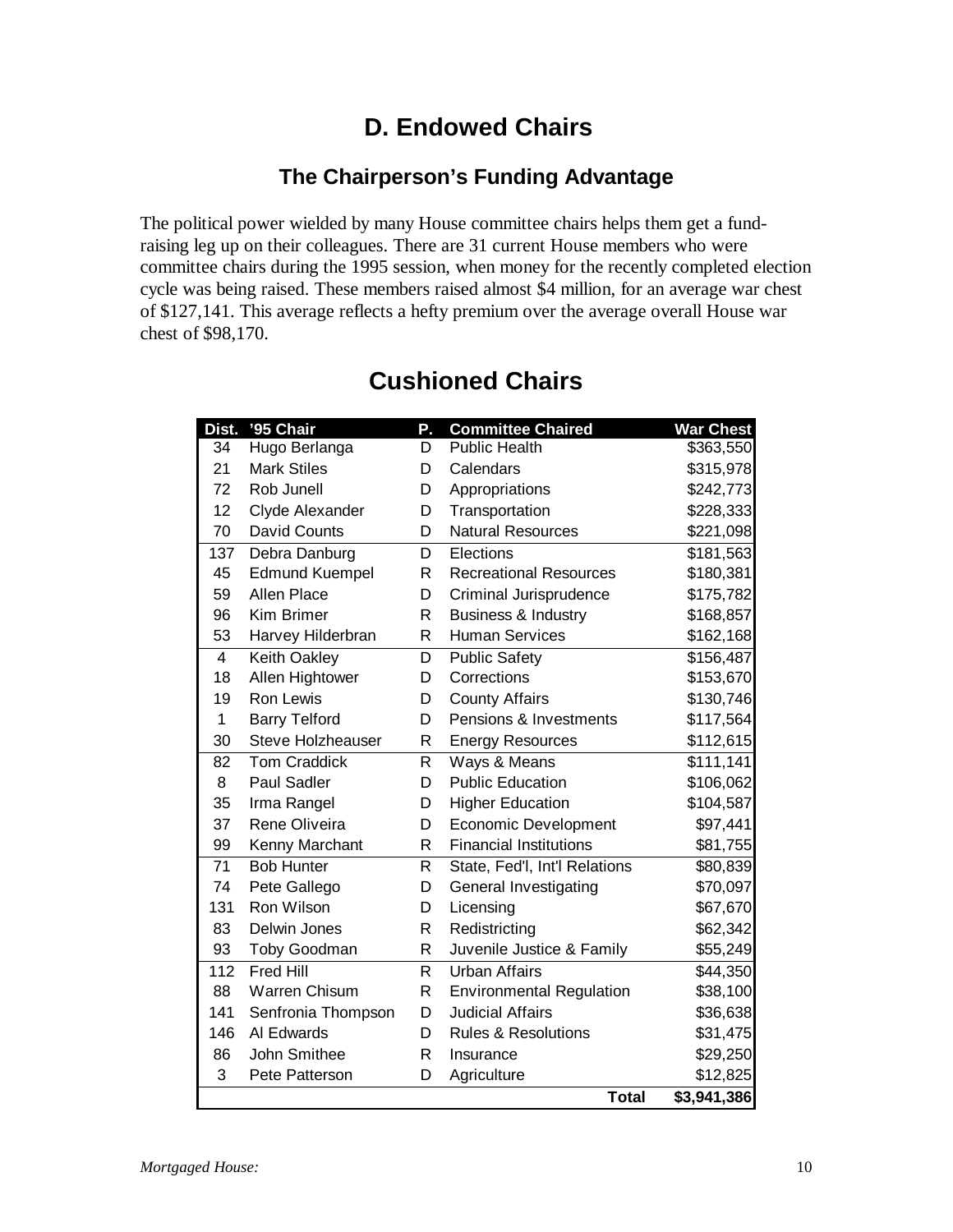# D. Endowed Chairs

## The Chairperson's Funding Advantage

The political power wielded by many House committee chairs helps them get a fund-raising leg up on their colleagues. There are 31 current House members who were committee chairs during the 1995 session, when money for the recently completed election cycle was being raised. These members raised almost $4 million, for an average war chest of $127,141. This average reflects a hefty premium over the average overall House war chest of $98,170.

## Cushioned Chairs

| Dist. | '95 Chair | P. | Committee Chaired | War Chest |
|---|---|---|---|---|
| 34 | Hugo Berlanga | D | Public Health | $363,550 |
| 21 | Mark Stiles | D | Calendars | $315,978 |
| 72 | Rob Junell | D | Appropriations | $242,773 |
| 12 | Clyde Alexander | D | Transportation | $228,333 |
| 70 | David Counts | D | Natural Resources | $221,098 |
| 137 | Debra Danburg | D | Elections | $181,563 |
| 45 | Edmund Kuempel | R | Recreational Resources | $180,381 |
| 59 | Allen Place | D | Criminal Jurisprudence | $175,782 |
| 96 | Kim Brimer | R | Business & Industry | $168,857 |
| 53 | Harvey Hilderbran | R | Human Services | $162,168 |
| 4 | Keith Oakley | D | Public Safety | $156,487 |
| 18 | Allen Hightower | D | Corrections | $153,670 |
| 19 | Ron Lewis | D | County Affairs | $130,746 |
| 1 | Barry Telford | D | Pensions & Investments | $117,564 |
| 30 | Steve Holzheauser | R | Energy Resources | $112,615 |
| 82 | Tom Craddick | R | Ways & Means | $111,141 |
| 8 | Paul Sadler | D | Public Education | $106,062 |
| 35 | Irma Rangel | D | Higher Education | $104,587 |
| 37 | Rene Oliveira | D | Economic Development | $97,441 |
| 99 | Kenny Marchant | R | Financial Institutions | $81,755 |
| 71 | Bob Hunter | R | State, Fed'l, Int'l Relations | $80,839 |
| 74 | Pete Gallego | D | General Investigating | $70,097 |
| 131 | Ron Wilson | D | Licensing | $67,670 |
| 83 | Delwin Jones | R | Redistricting | $62,342 |
| 93 | Toby Goodman | R | Juvenile Justice & Family | $55,249 |
| 112 | Fred Hill | R | Urban Affairs | $44,350 |
| 88 | Warren Chisum | R | Environmental Regulation | $38,100 |
| 141 | Senfronia Thompson | D | Judicial Affairs | $36,638 |
| 146 | Al Edwards | D | Rules & Resolutions | $31,475 |
| 86 | John Smithee | R | Insurance | $29,250 |
| 3 | Pete Patterson | D | Agriculture | $12,825 |
| | | | **Total** | **$3,941,386** |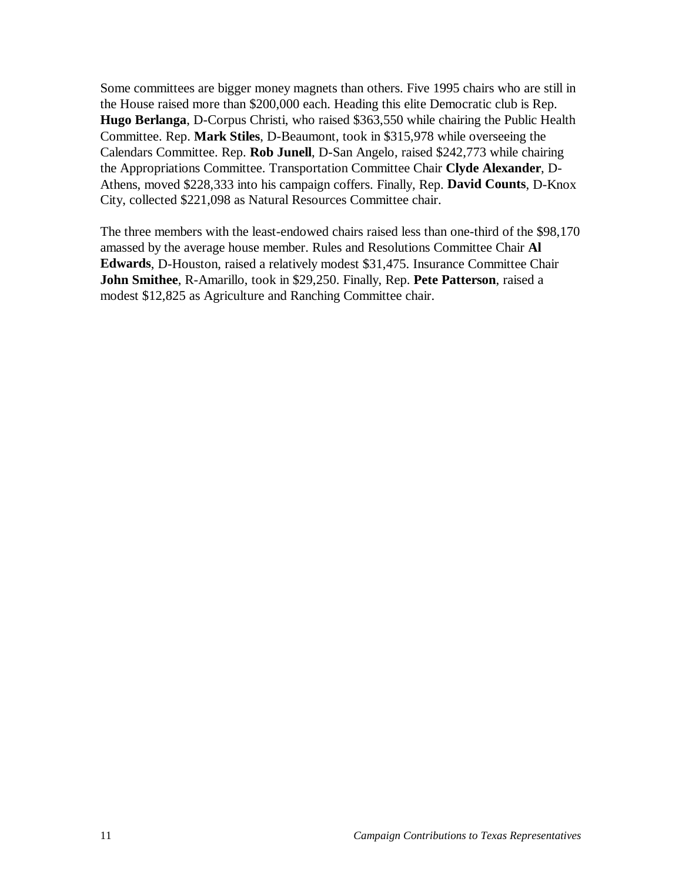Some committees are bigger money magnets than others. Five 1995 chairs who are still in the House raised more than $200,000 each. Heading this elite Democratic club is Rep. **Hugo Berlanga**, D-Corpus Christi, who raised $363,550 while chairing the Public Health Committee. Rep. **Mark Stiles**, D-Beaumont, took in $315,978 while overseeing the Calendars Committee. Rep. **Rob Junell**, D-San Angelo, raised $242,773 while chairing the Appropriations Committee. Transportation Committee Chair **Clyde Alexander**, D-Athens, moved $228,333 into his campaign coffers. Finally, Rep. **David Counts**, D-Knox City, collected $221,098 as Natural Resources Committee chair.

The three members with the least-endowed chairs raised less than one-third of the $98,170 amassed by the average house member. Rules and Resolutions Committee Chair **Al Edwards**, D-Houston, raised a relatively modest $31,475. Insurance Committee Chair **John Smithee**, R-Amarillo, took in $29,250. Finally, Rep. **Pete Patterson**, raised a modest $12,825 as Agriculture and Ranching Committee chair.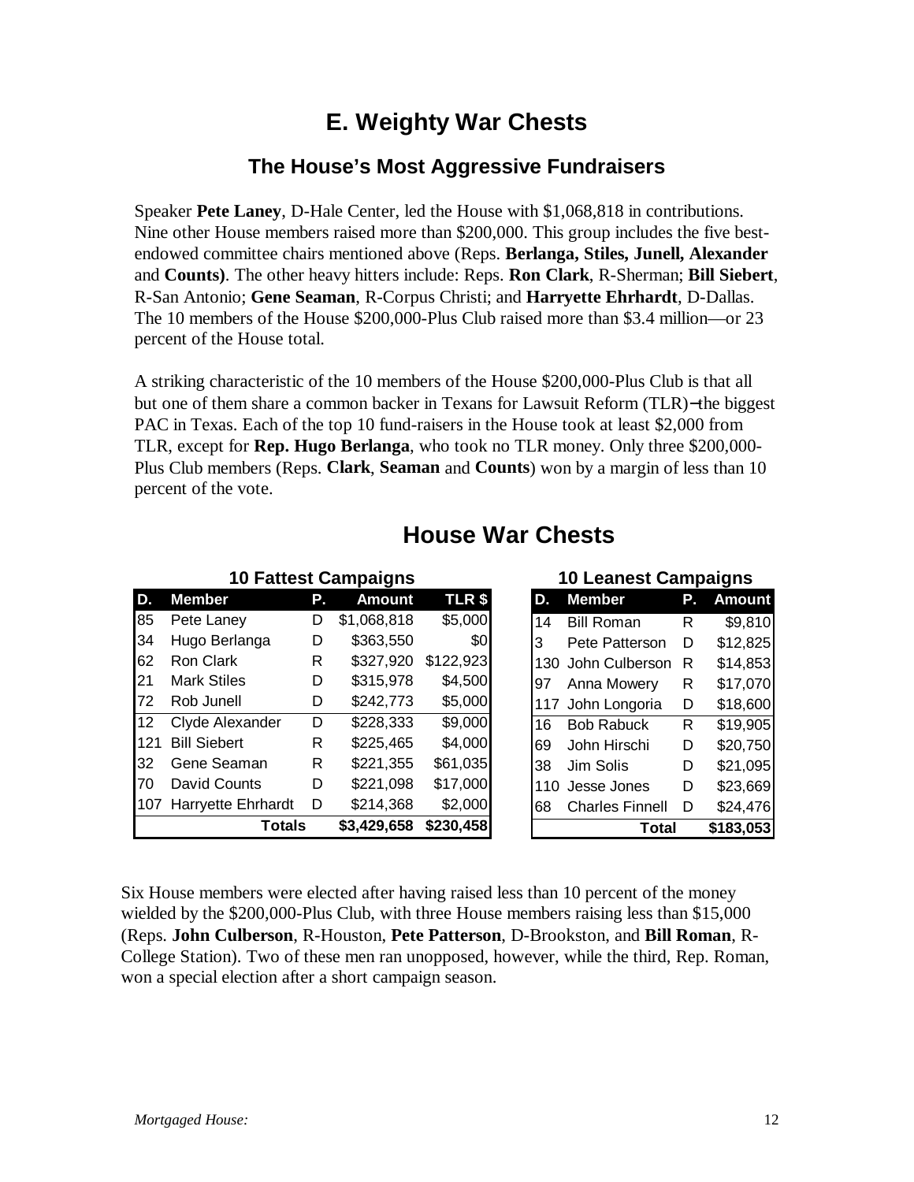# E. Weighty War Chests

## The House's Most Aggressive Fundraisers

Speaker **Pete Laney**, D-Hale Center, led the House with $1,068,818 in contributions. Nine other House members raised more than $200,000. This group includes the five best-endowed committee chairs mentioned above (Reps. **Berlanga, Stiles, Junell, Alexander** and **Counts)**. The other heavy hitters include: Reps. **Ron Clark**, R-Sherman; **Bill Siebert**, R-San Antonio; **Gene Seaman**, R-Corpus Christi; and **Harryette Ehrhardt**, D-Dallas. The 10 members of the House $200,000-Plus Club raised more than $3.4 million—or 23 percent of the House total.

A striking characteristic of the 10 members of the House $200,000-Plus Club is that all but one of them share a common backer in Texans for Lawsuit Reform (TLR)–the biggest PAC in Texas. Each of the top 10 fund-raisers in the House took at least $2,000 from TLR, except for **Rep. Hugo Berlanga**, who took no TLR money. Only three $200,000-Plus Club members (Reps. **Clark**, **Seaman** and **Counts**) won by a margin of less than 10 percent of the vote.

## House War Chests

### 10 Fattest Campaigns

| D. | Member | P. | Amount | TLR $ |
|---|---|---|---|---|
| 85 | Pete Laney | D | $1,068,818 | $5,000 |
| 34 | Hugo Berlanga | D | $363,550 | $0 |
| 62 | Ron Clark | R | $327,920 | $122,923 |
| 21 | Mark Stiles | D | $315,978 | $4,500 |
| 72 | Rob Junell | D | $242,773 | $5,000 |
| 12 | Clyde Alexander | D | $228,333 | $9,000 |
| 121 | Bill Siebert | R | $225,465 | $4,000 |
| 32 | Gene Seaman | R | $221,355 | $61,035 |
| 70 | David Counts | D | $221,098 | $17,000 |
| 107 | Harryette Ehrhardt | D | $214,368 | $2,000 |
| | **Totals** | | **$3,429,658** | **$230,458** |

### 10 Leanest Campaigns

| D. | Member | P. | Amount |
|---|---|---|---|
| 14 | Bill Roman | R | $9,810 |
| 3 | Pete Patterson | D | $12,825 |
| 130 | John Culberson | R | $14,853 |
| 97 | Anna Mowery | R | $17,070 |
| 117 | John Longoria | D | $18,600 |
| 16 | Bob Rabuck | R | $19,905 |
| 69 | John Hirschi | D | $20,750 |
| 38 | Jim Solis | D | $21,095 |
| 110 | Jesse Jones | D | $23,669 |
| 68 | Charles Finnell | D | $24,476 |
| | **Total** | | **$183,053** |

Six House members were elected after having raised less than 10 percent of the money wielded by the $200,000-Plus Club, with three House members raising less than $15,000 (Reps. **John Culberson**, R-Houston, **Pete Patterson**, D-Brookston, and **Bill Roman**, R-College Station). Two of these men ran unopposed, however, while the third, Rep. Roman, won a special election after a short campaign season.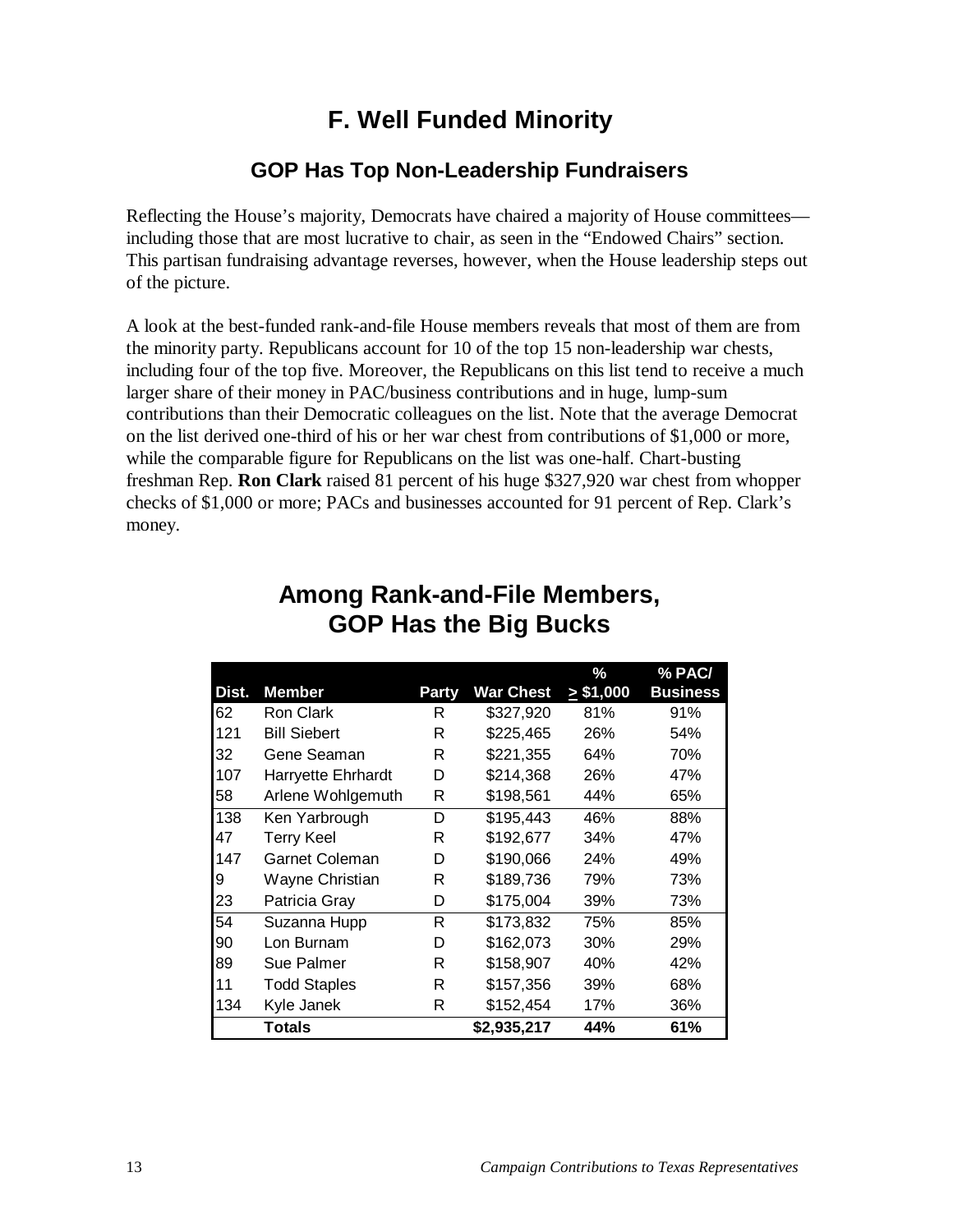# F. Well Funded Minority

## GOP Has Top Non-Leadership Fundraisers

Reflecting the House's majority, Democrats have chaired a majority of House committees—including those that are most lucrative to chair, as seen in the "Endowed Chairs" section. This partisan fundraising advantage reverses, however, when the House leadership steps out of the picture.

A look at the best-funded rank-and-file House members reveals that most of them are from the minority party. Republicans account for 10 of the top 15 non-leadership war chests, including four of the top five. Moreover, the Republicans on this list tend to receive a much larger share of their money in PAC/business contributions and in huge, lump-sum contributions than their Democratic colleagues on the list. Note that the average Democrat on the list derived one-third of his or her war chest from contributions of $1,000 or more, while the comparable figure for Republicans on the list was one-half. Chart-busting freshman Rep. **Ron Clark** raised 81 percent of his huge $327,920 war chest from whopper checks of $1,000 or more; PACs and businesses accounted for 91 percent of Rep. Clark's money.

## Among Rank-and-File Members, GOP Has the Big Bucks

| Dist. | Member | Party | War Chest | % ≥ $1,000 | % PAC/ Business |
|---|---|---|---|---|---|
| 62 | Ron Clark | R | $327,920 | 81% | 91% |
| 121 | Bill Siebert | R | $225,465 | 26% | 54% |
| 32 | Gene Seaman | R | $221,355 | 64% | 70% |
| 107 | Harryette Ehrhardt | D | $214,368 | 26% | 47% |
| 58 | Arlene Wohlgemuth | R | $198,561 | 44% | 65% |
| 138 | Ken Yarbrough | D | $195,443 | 46% | 88% |
| 47 | Terry Keel | R | $192,677 | 34% | 47% |
| 147 | Garnet Coleman | D | $190,066 | 24% | 49% |
| 9 | Wayne Christian | R | $189,736 | 79% | 73% |
| 23 | Patricia Gray | D | $175,004 | 39% | 73% |
| 54 | Suzanna Hupp | R | $173,832 | 75% | 85% |
| 90 | Lon Burnam | D | $162,073 | 30% | 29% |
| 89 | Sue Palmer | R | $158,907 | 40% | 42% |
| 11 | Todd Staples | R | $157,356 | 39% | 68% |
| 134 | Kyle Janek | R | $152,454 | 17% | 36% |
| | **Totals** | | **$2,935,217** | **44%** | **61%** |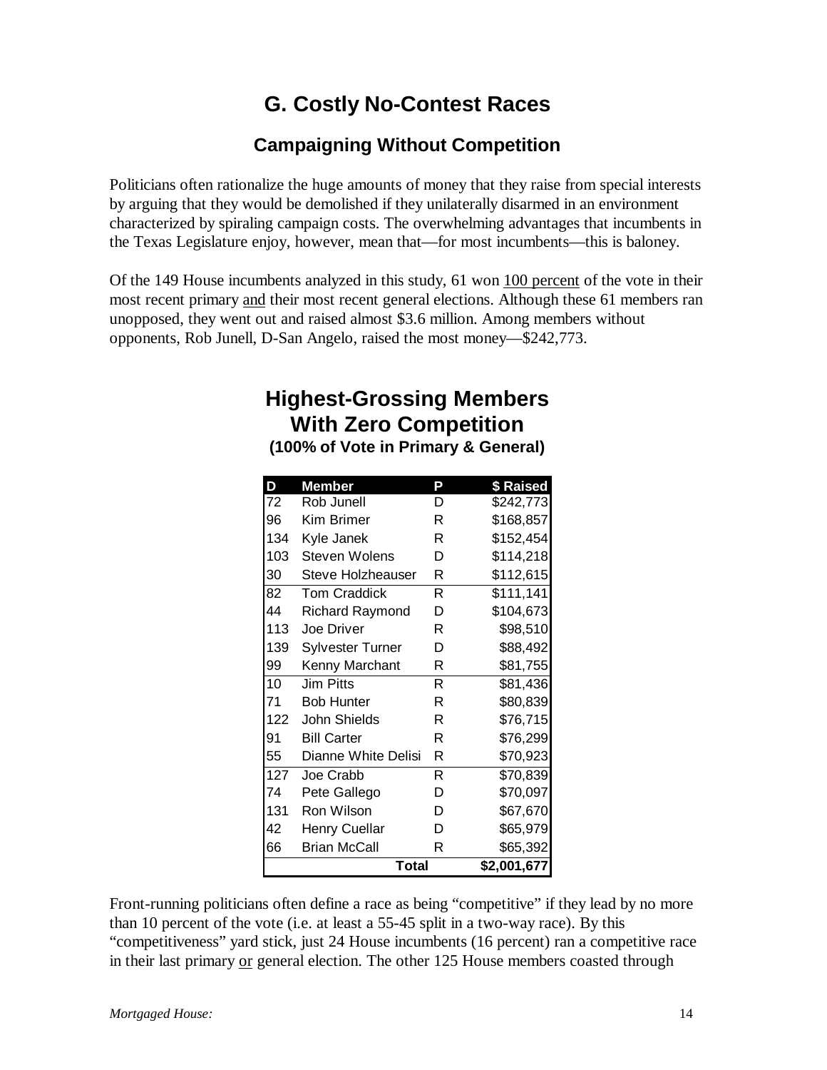# G. Costly No-Contest Races

## Campaigning Without Competition

Politicians often rationalize the huge amounts of money that they raise from special interests by arguing that they would be demolished if they unilaterally disarmed in an environment characterized by spiraling campaign costs. The overwhelming advantages that incumbents in the Texas Legislature enjoy, however, mean that—for most incumbents—this is baloney.

Of the 149 House incumbents analyzed in this study, 61 won 100 percent of the vote in their most recent primary and their most recent general elections. Although these 61 members ran unopposed, they went out and raised almost $3.6 million. Among members without opponents, Rob Junell, D-San Angelo, raised the most money—$242,773.

### Highest-Grossing Members With Zero Competition
**(100% of Vote in Primary & General)**

| D | Member | P | $ Raised |
|---|---|---|---|
| 72 | Rob Junell | D | $242,773 |
| 96 | Kim Brimer | R | $168,857 |
| 134 | Kyle Janek | R | $152,454 |
| 103 | Steven Wolens | D | $114,218 |
| 30 | Steve Holzheauser | R | $112,615 |
| 82 | Tom Craddick | R | $111,141 |
| 44 | Richard Raymond | D | $104,673 |
| 113 | Joe Driver | R | $98,510 |
| 139 | Sylvester Turner | D | $88,492 |
| 99 | Kenny Marchant | R | $81,755 |
| 10 | Jim Pitts | R | $81,436 |
| 71 | Bob Hunter | R | $80,839 |
| 122 | John Shields | R | $76,715 |
| 91 | Bill Carter | R | $76,299 |
| 55 | Dianne White Delisi | R | $70,923 |
| 127 | Joe Crabb | R | $70,839 |
| 74 | Pete Gallego | D | $70,097 |
| 131 | Ron Wilson | D | $67,670 |
| 42 | Henry Cuellar | D | $65,979 |
| 66 | Brian McCall | R | $65,392 |
| | **Total** | | **$2,001,677** |

Front-running politicians often define a race as being "competitive" if they lead by no more than 10 percent of the vote (i.e. at least a 55-45 split in a two-way race). By this "competitiveness" yard stick, just 24 House incumbents (16 percent) ran a competitive race in their last primary or general election. The other 125 House members coasted through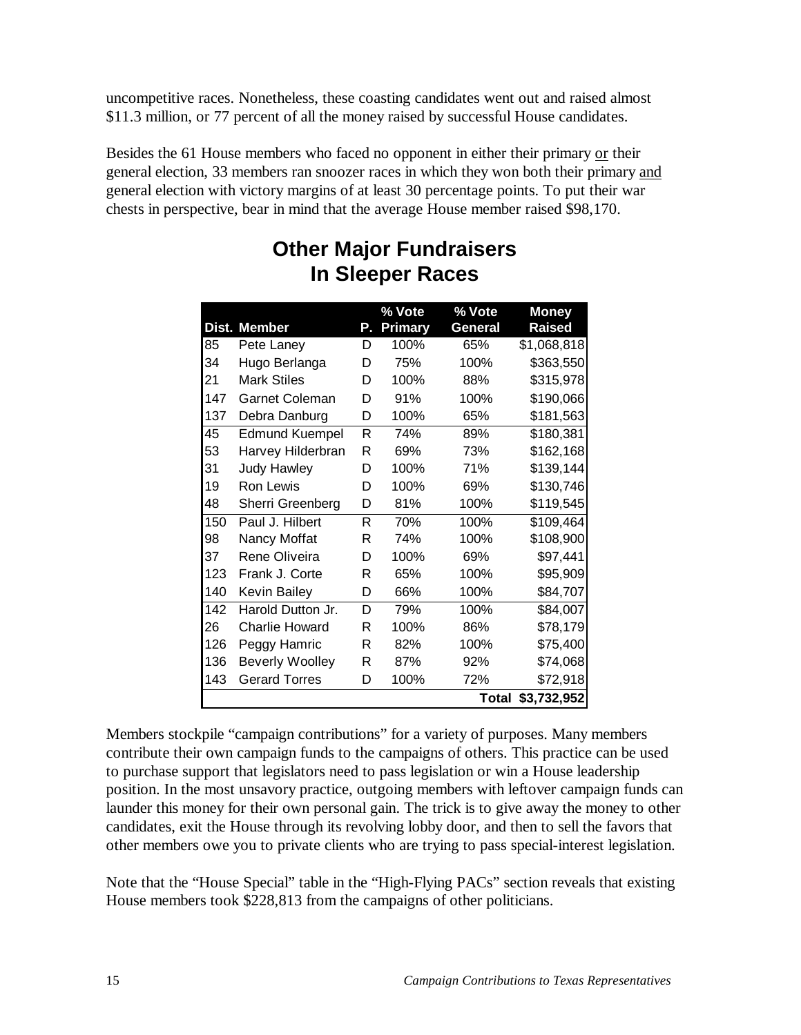uncompetitive races. Nonetheless, these coasting candidates went out and raised almost \$11.3 million, or 77 percent of all the money raised by successful House candidates.

Besides the 61 House members who faced no opponent in either their primary <u>or</u> their general election, 33 members ran snoozer races in which they won both their primary <u>and</u> general election with victory margins of at least 30 percentage points. To put their war chests in perspective, bear in mind that the average House member raised \$98,170.

## Other Major Fundraisers In Sleeper Races

| Dist. | Member | P. | % Vote Primary | % Vote General | Money Raised |
|---|---|---|---|---|---|
| 85 | Pete Laney | D | 100% | 65% | \$1,068,818 |
| 34 | Hugo Berlanga | D | 75% | 100% | \$363,550 |
| 21 | Mark Stiles | D | 100% | 88% | \$315,978 |
| 147 | Garnet Coleman | D | 91% | 100% | \$190,066 |
| 137 | Debra Danburg | D | 100% | 65% | \$181,563 |
| 45 | Edmund Kuempel | R | 74% | 89% | \$180,381 |
| 53 | Harvey Hilderbran | R | 69% | 73% | \$162,168 |
| 31 | Judy Hawley | D | 100% | 71% | \$139,144 |
| 19 | Ron Lewis | D | 100% | 69% | \$130,746 |
| 48 | Sherri Greenberg | D | 81% | 100% | \$119,545 |
| 150 | Paul J. Hilbert | R | 70% | 100% | \$109,464 |
| 98 | Nancy Moffat | R | 74% | 100% | \$108,900 |
| 37 | Rene Oliveira | D | 100% | 69% | \$97,441 |
| 123 | Frank J. Corte | R | 65% | 100% | \$95,909 |
| 140 | Kevin Bailey | D | 66% | 100% | \$84,707 |
| 142 | Harold Dutton Jr. | D | 79% | 100% | \$84,007 |
| 26 | Charlie Howard | R | 100% | 86% | \$78,179 |
| 126 | Peggy Hamric | R | 82% | 100% | \$75,400 |
| 136 | Beverly Woolley | R | 87% | 92% | \$74,068 |
| 143 | Gerard Torres | D | 100% | 72% | \$72,918 |
| | | | | **Total** | **\$3,732,952** |

Members stockpile "campaign contributions" for a variety of purposes. Many members contribute their own campaign funds to the campaigns of others. This practice can be used to purchase support that legislators need to pass legislation or win a House leadership position. In the most unsavory practice, outgoing members with leftover campaign funds can launder this money for their own personal gain. The trick is to give away the money to other candidates, exit the House through its revolving lobby door, and then to sell the favors that other members owe you to private clients who are trying to pass special-interest legislation.

Note that the "House Special" table in the "High-Flying PACs" section reveals that existing House members took \$228,813 from the campaigns of other politicians.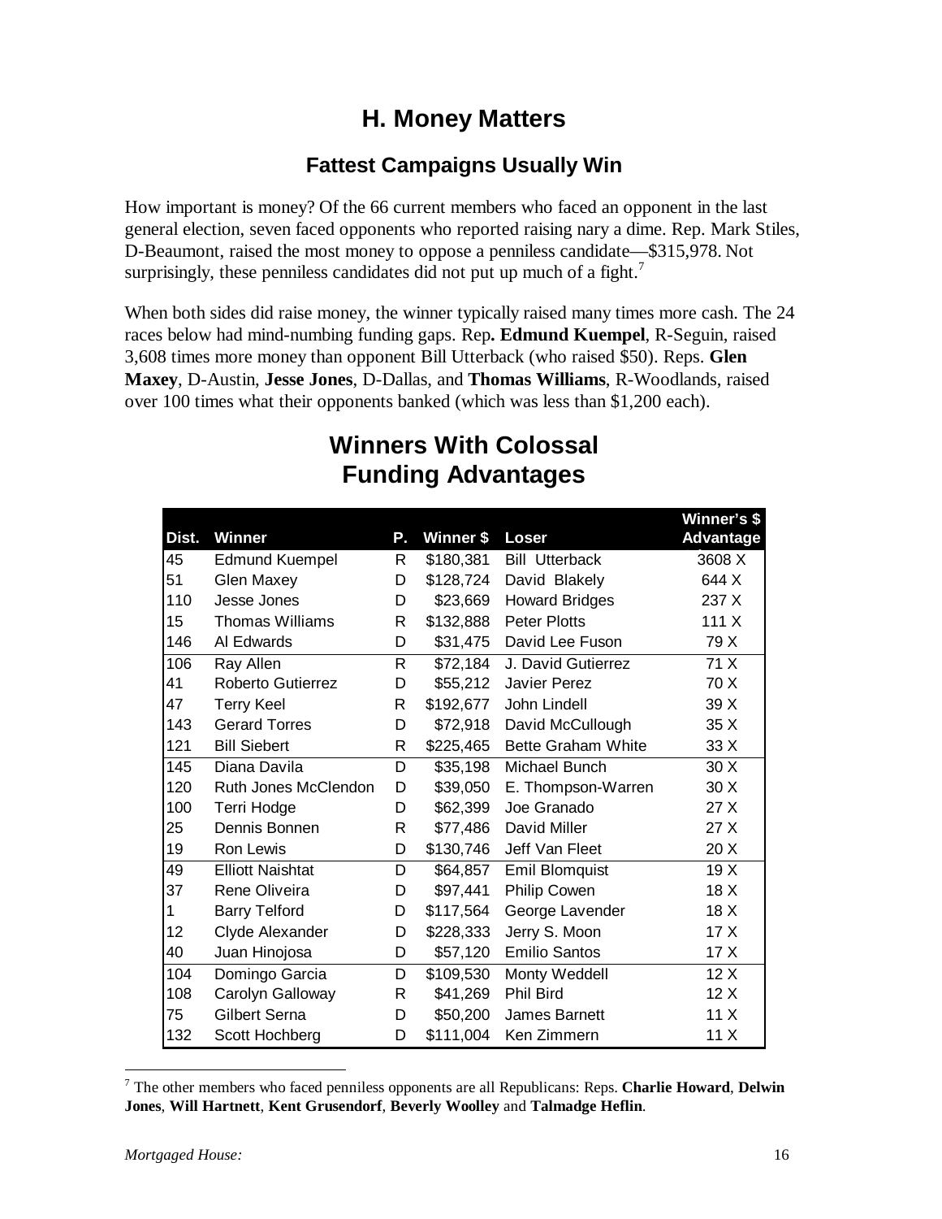## H. Money Matters

### Fattest Campaigns Usually Win

How important is money? Of the 66 current members who faced an opponent in the last general election, seven faced opponents who reported raising nary a dime. Rep. Mark Stiles, D-Beaumont, raised the most money to oppose a penniless candidate—$315,978. Not surprisingly, these penniless candidates did not put up much of a fight.[7]

When both sides did raise money, the winner typically raised many times more cash. The 24 races below had mind-numbing funding gaps. Rep**. Edmund Kuempel**, R-Seguin, raised 3,608 times more money than opponent Bill Utterback (who raised $50). Reps. **Glen Maxey**, D-Austin, **Jesse Jones**, D-Dallas, and **Thomas Williams**, R-Woodlands, raised over 100 times what their opponents banked (which was less than $1,200 each).

## Winners With Colossal Funding Advantages

| Dist. | Winner | P. | Winner $ | Loser | Winner's $ Advantage |
|---|---|---|---|---|---|
| 45 | Edmund Kuempel | R | $180,381 | Bill Utterback | 3608 X |
| 51 | Glen Maxey | D | $128,724 | David Blakely | 644 X |
| 110 | Jesse Jones | D | $23,669 | Howard Bridges | 237 X |
| 15 | Thomas Williams | R | $132,888 | Peter Plotts | 111 X |
| 146 | Al Edwards | D | $31,475 | David Lee Fuson | 79 X |
| 106 | Ray Allen | R | $72,184 | J. David Gutierrez | 71 X |
| 41 | Roberto Gutierrez | D | $55,212 | Javier Perez | 70 X |
| 47 | Terry Keel | R | $192,677 | John Lindell | 39 X |
| 143 | Gerard Torres | D | $72,918 | David McCullough | 35 X |
| 121 | Bill Siebert | R | $225,465 | Bette Graham White | 33 X |
| 145 | Diana Davila | D | $35,198 | Michael Bunch | 30 X |
| 120 | Ruth Jones McClendon | D | $39,050 | E. Thompson-Warren | 30 X |
| 100 | Terri Hodge | D | $62,399 | Joe Granado | 27 X |
| 25 | Dennis Bonnen | R | $77,486 | David Miller | 27 X |
| 19 | Ron Lewis | D | $130,746 | Jeff Van Fleet | 20 X |
| 49 | Elliott Naishtat | D | $64,857 | Emil Blomquist | 19 X |
| 37 | Rene Oliveira | D | $97,441 | Philip Cowen | 18 X |
| 1 | Barry Telford | D | $117,564 | George Lavender | 18 X |
| 12 | Clyde Alexander | D | $228,333 | Jerry S. Moon | 17 X |
| 40 | Juan Hinojosa | D | $57,120 | Emilio Santos | 17 X |
| 104 | Domingo Garcia | D | $109,530 | Monty Weddell | 12 X |
| 108 | Carolyn Galloway | R | $41,269 | Phil Bird | 12 X |
| 75 | Gilbert Serna | D | $50,200 | James Barnett | 11 X |
| 132 | Scott Hochberg | D | $111,004 | Ken Zimmern | 11 X |

[7] The other members who faced penniless opponents are all Republicans: Reps. **Charlie Howard**, **Delwin Jones**, **Will Hartnett**, **Kent Grusendorf**, **Beverly Woolley** and **Talmadge Heflin**.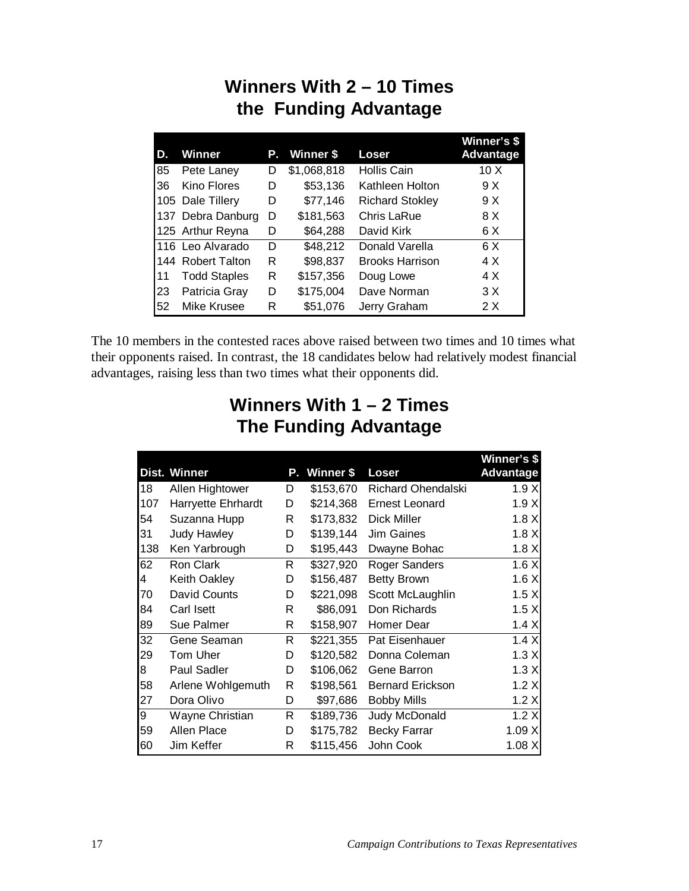## Winners With 2 – 10 Times the Funding Advantage

| D. | Winner | P. | Winner $ | Loser | Winner's $ Advantage |
|---|---|---|---|---|---|
| 85 | Pete Laney | D | $1,068,818 | Hollis Cain | 10 X |
| 36 | Kino Flores | D | $53,136 | Kathleen Holton | 9 X |
| 105 | Dale Tillery | D | $77,146 | Richard Stokley | 9 X |
| 137 | Debra Danburg | D | $181,563 | Chris LaRue | 8 X |
| 125 | Arthur Reyna | D | $64,288 | David Kirk | 6 X |
| 116 | Leo Alvarado | D | $48,212 | Donald Varella | 6 X |
| 144 | Robert Talton | R | $98,837 | Brooks Harrison | 4 X |
| 11 | Todd Staples | R | $157,356 | Doug Lowe | 4 X |
| 23 | Patricia Gray | D | $175,004 | Dave Norman | 3 X |
| 52 | Mike Krusee | R | $51,076 | Jerry Graham | 2 X |

The 10 members in the contested races above raised between two times and 10 times what their opponents raised. In contrast, the 18 candidates below had relatively modest financial advantages, raising less than two times what their opponents did.

## Winners With 1 – 2 Times The Funding Advantage

| Dist. | Winner | P. | Winner $ | Loser | Winner's $ Advantage |
|---|---|---|---|---|---|
| 18 | Allen Hightower | D | $153,670 | Richard Ohendalski | 1.9 X |
| 107 | Harryette Ehrhardt | D | $214,368 | Ernest Leonard | 1.9 X |
| 54 | Suzanna Hupp | R | $173,832 | Dick Miller | 1.8 X |
| 31 | Judy Hawley | D | $139,144 | Jim Gaines | 1.8 X |
| 138 | Ken Yarbrough | D | $195,443 | Dwayne Bohac | 1.8 X |
| 62 | Ron Clark | R | $327,920 | Roger Sanders | 1.6 X |
| 4 | Keith Oakley | D | $156,487 | Betty Brown | 1.6 X |
| 70 | David Counts | D | $221,098 | Scott McLaughlin | 1.5 X |
| 84 | Carl Isett | R | $86,091 | Don Richards | 1.5 X |
| 89 | Sue Palmer | R | $158,907 | Homer Dear | 1.4 X |
| 32 | Gene Seaman | R | $221,355 | Pat Eisenhauer | 1.4 X |
| 29 | Tom Uher | D | $120,582 | Donna Coleman | 1.3 X |
| 8 | Paul Sadler | D | $106,062 | Gene Barron | 1.3 X |
| 58 | Arlene Wohlgemuth | R | $198,561 | Bernard Erickson | 1.2 X |
| 27 | Dora Olivo | D | $97,686 | Bobby Mills | 1.2 X |
| 9 | Wayne Christian | R | $189,736 | Judy McDonald | 1.2 X |
| 59 | Allen Place | D | $175,782 | Becky Farrar | 1.09 X |
| 60 | Jim Keffer | R | $115,456 | John Cook | 1.08 X |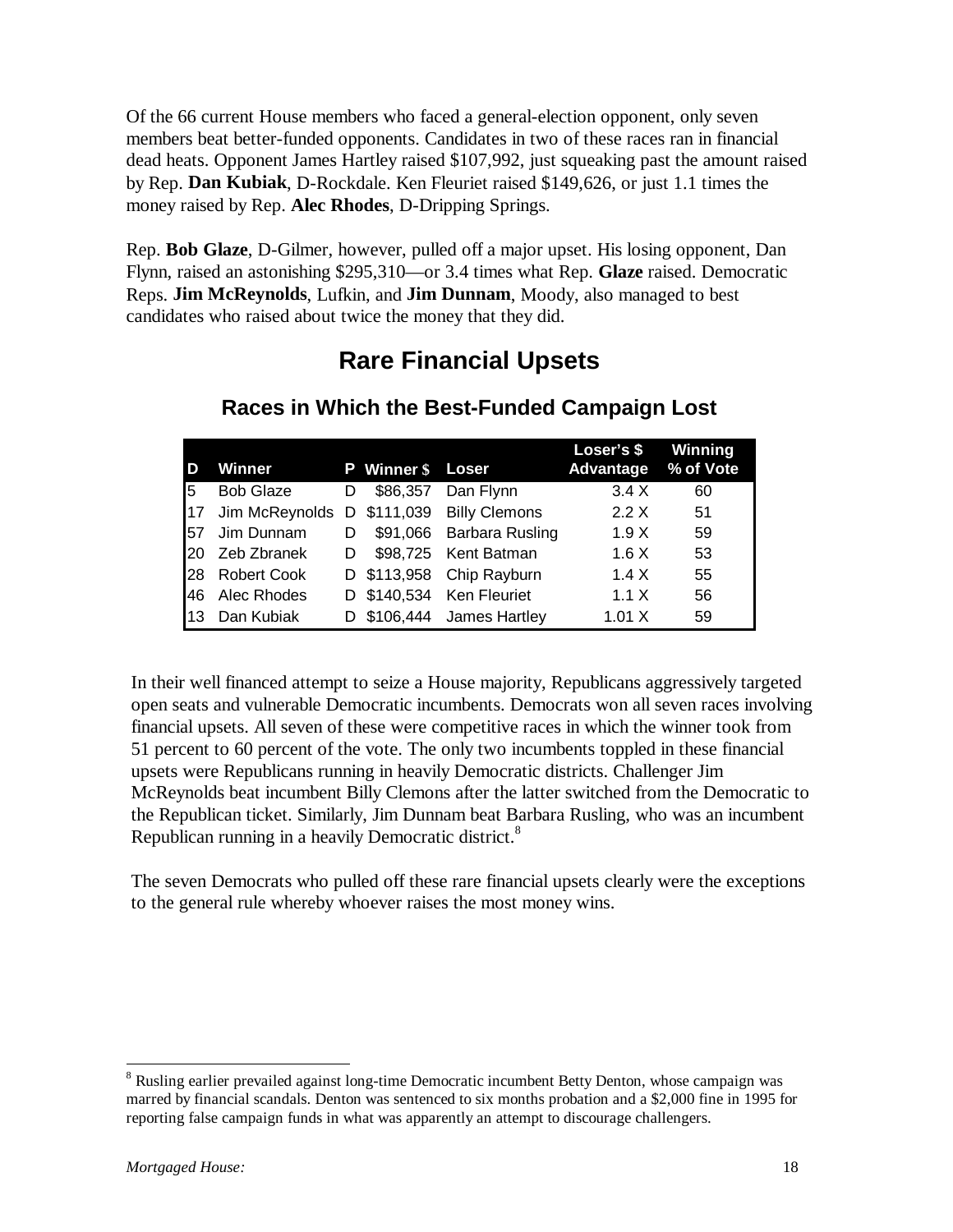Of the 66 current House members who faced a general-election opponent, only seven members beat better-funded opponents. Candidates in two of these races ran in financial dead heats. Opponent James Hartley raised $107,992, just squeaking past the amount raised by Rep. **Dan Kubiak**, D-Rockdale. Ken Fleuriet raised $149,626, or just 1.1 times the money raised by Rep. **Alec Rhodes**, D-Dripping Springs.

Rep. **Bob Glaze**, D-Gilmer, however, pulled off a major upset. His losing opponent, Dan Flynn, raised an astonishing $295,310—or 3.4 times what Rep. **Glaze** raised. Democratic Reps. **Jim McReynolds**, Lufkin, and **Jim Dunnam**, Moody, also managed to best candidates who raised about twice the money that they did.

## Rare Financial Upsets

### Races in Which the Best-Funded Campaign Lost

| D | Winner | P | Winner $ | Loser | Loser's $ Advantage | Winning % of Vote |
|---|---|---|---|---|---|---|
| 5 | Bob Glaze | D | $86,357 | Dan Flynn | 3.4 X | 60 |
| 17 | Jim McReynolds | D | $111,039 | Billy Clemons | 2.2 X | 51 |
| 57 | Jim Dunnam | D | $91,066 | Barbara Rusling | 1.9 X | 59 |
| 20 | Zeb Zbranek | D | $98,725 | Kent Batman | 1.6 X | 53 |
| 28 | Robert Cook | D | $113,958 | Chip Rayburn | 1.4 X | 55 |
| 46 | Alec Rhodes | D | $140,534 | Ken Fleuriet | 1.1 X | 56 |
| 13 | Dan Kubiak | D | $106,444 | James Hartley | 1.01 X | 59 |

In their well financed attempt to seize a House majority, Republicans aggressively targeted open seats and vulnerable Democratic incumbents. Democrats won all seven races involving financial upsets. All seven of these were competitive races in which the winner took from 51 percent to 60 percent of the vote. The only two incumbents toppled in these financial upsets were Republicans running in heavily Democratic districts. Challenger Jim McReynolds beat incumbent Billy Clemons after the latter switched from the Democratic to the Republican ticket. Similarly, Jim Dunnam beat Barbara Rusling, who was an incumbent Republican running in a heavily Democratic district.[8]

The seven Democrats who pulled off these rare financial upsets clearly were the exceptions to the general rule whereby whoever raises the most money wins.

[8] Rusling earlier prevailed against long-time Democratic incumbent Betty Denton, whose campaign was marred by financial scandals. Denton was sentenced to six months probation and a $2,000 fine in 1995 for reporting false campaign funds in what was apparently an attempt to discourage challengers.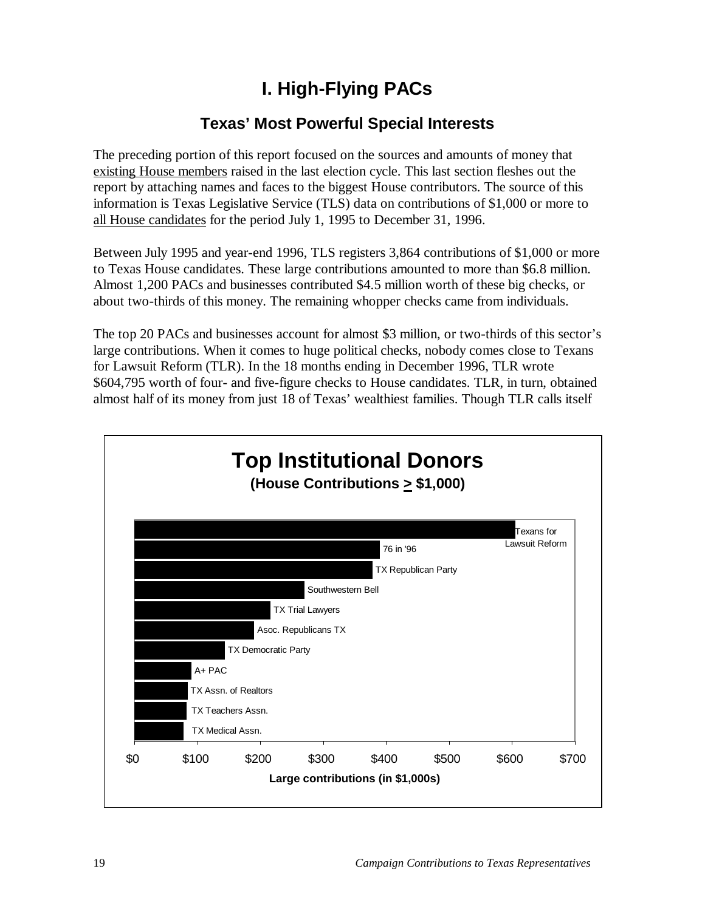# I. High-Flying PACs

## Texas' Most Powerful Special Interests

The preceding portion of this report focused on the sources and amounts of money that existing House members raised in the last election cycle. This last section fleshes out the report by attaching names and faces to the biggest House contributors. The source of this information is Texas Legislative Service (TLS) data on contributions of $1,000 or more to all House candidates for the period July 1, 1995 to December 31, 1996.

Between July 1995 and year-end 1996, TLS registers 3,864 contributions of $1,000 or more to Texas House candidates. These large contributions amounted to more than $6.8 million. Almost 1,200 PACs and businesses contributed $4.5 million worth of these big checks, or about two-thirds of this money. The remaining whopper checks came from individuals.

The top 20 PACs and businesses account for almost $3 million, or two-thirds of this sector's large contributions. When it comes to huge political checks, nobody comes close to Texans for Lawsuit Reform (TLR). In the 18 months ending in December 1996, TLR wrote $604,795 worth of four- and five-figure checks to House candidates. TLR, in turn, obtained almost half of its money from just 18 of Texas' wealthiest families. Though TLR calls itself

**Top Institutional Donors**
**(House Contributions ≥ $1,000)**

| Donor |
|---|
| Texans for Lawsuit Reform |
| 76 in '96 |
| TX Republican Party |
| Southwestern Bell |
| TX Trial Lawyers |
| Asoc. Republicans TX |
| TX Democratic Party |
| A+ PAC |
| TX Assn. of Realtors |
| TX Teachers Assn. |
| TX Medical Assn. |

Large contributions (in $1,000s)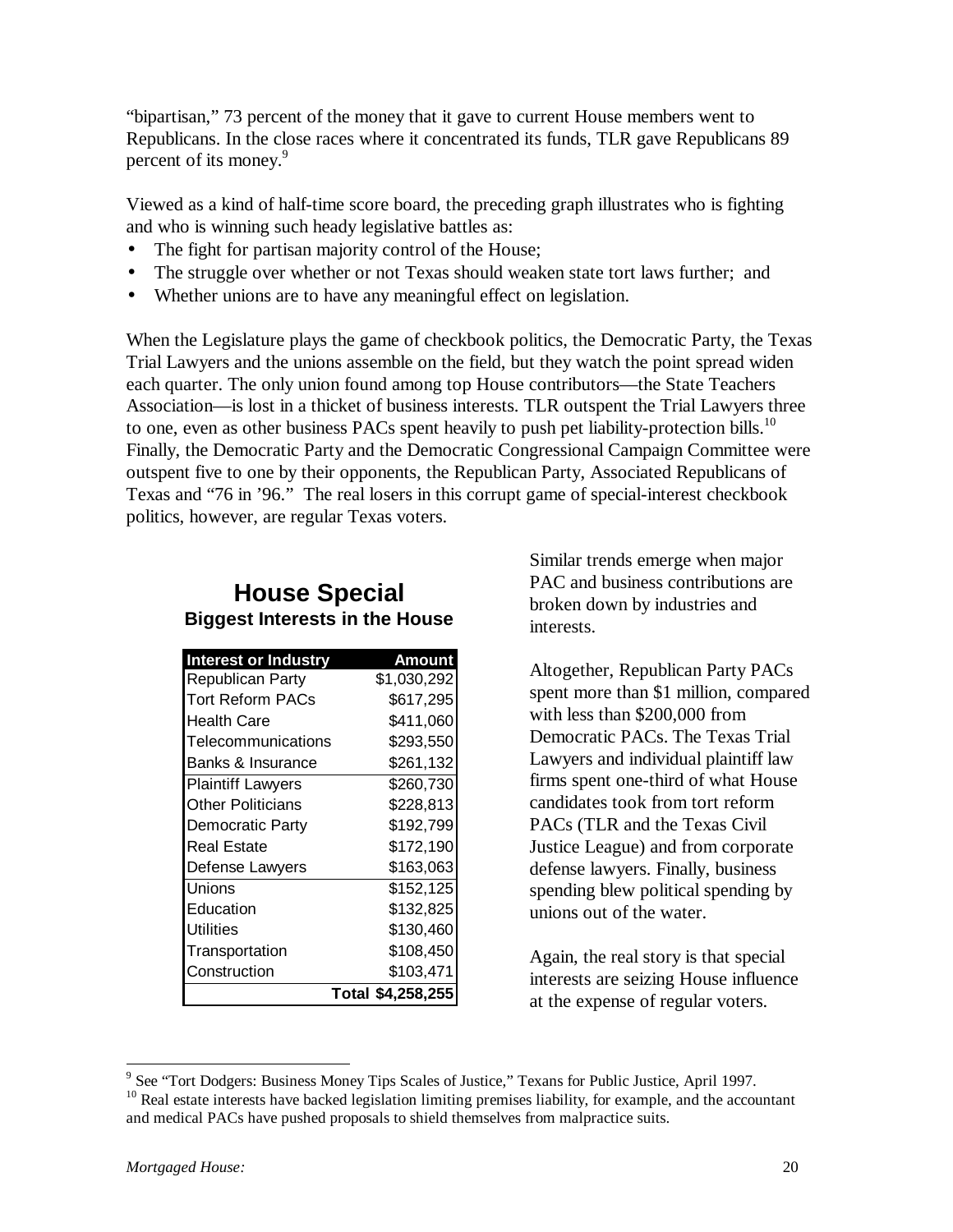“bipartisan,” 73 percent of the money that it gave to current House members went to Republicans. In the close races where it concentrated its funds, TLR gave Republicans 89 percent of its money.[9]

Viewed as a kind of half-time score board, the preceding graph illustrates who is fighting and who is winning such heady legislative battles as:

- The fight for partisan majority control of the House;
- The struggle over whether or not Texas should weaken state tort laws further; and
- Whether unions are to have any meaningful effect on legislation.

When the Legislature plays the game of checkbook politics, the Democratic Party, the Texas Trial Lawyers and the unions assemble on the field, but they watch the point spread widen each quarter. The only union found among top House contributors—the State Teachers Association—is lost in a thicket of business interests. TLR outspent the Trial Lawyers three to one, even as other business PACs spent heavily to push pet liability-protection bills.[10] Finally, the Democratic Party and the Democratic Congressional Campaign Committee were outspent five to one by their opponents, the Republican Party, Associated Republicans of Texas and “76 in ’96.” The real losers in this corrupt game of special-interest checkbook politics, however, are regular Texas voters.

## House Special

**Biggest Interests in the House**

| Interest or Industry | Amount |
|---|---|
| Republican Party | $1,030,292 |
| Tort Reform PACs | $617,295 |
| Health Care | $411,060 |
| Telecommunications | $293,550 |
| Banks & Insurance | $261,132 |
| Plaintiff Lawyers | $260,730 |
| Other Politicians | $228,813 |
| Democratic Party | $192,799 |
| Real Estate | $172,190 |
| Defense Lawyers | $163,063 |
| Unions | $152,125 |
| Education | $132,825 |
| Utilities | $130,460 |
| Transportation | $108,450 |
| Construction | $103,471 |
| **Total** | **$4,258,255** |

Similar trends emerge when major PAC and business contributions are broken down by industries and interests.

Altogether, Republican Party PACs spent more than $1 million, compared with less than $200,000 from Democratic PACs. The Texas Trial Lawyers and individual plaintiff law firms spent one-third of what House candidates took from tort reform PACs (TLR and the Texas Civil Justice League) and from corporate defense lawyers. Finally, business spending blew political spending by unions out of the water.

Again, the real story is that special interests are seizing House influence at the expense of regular voters.

[9] See “Tort Dodgers: Business Money Tips Scales of Justice,” Texans for Public Justice, April 1997.

[10] Real estate interests have backed legislation limiting premises liability, for example, and the accountant and medical PACs have pushed proposals to shield themselves from malpractice suits.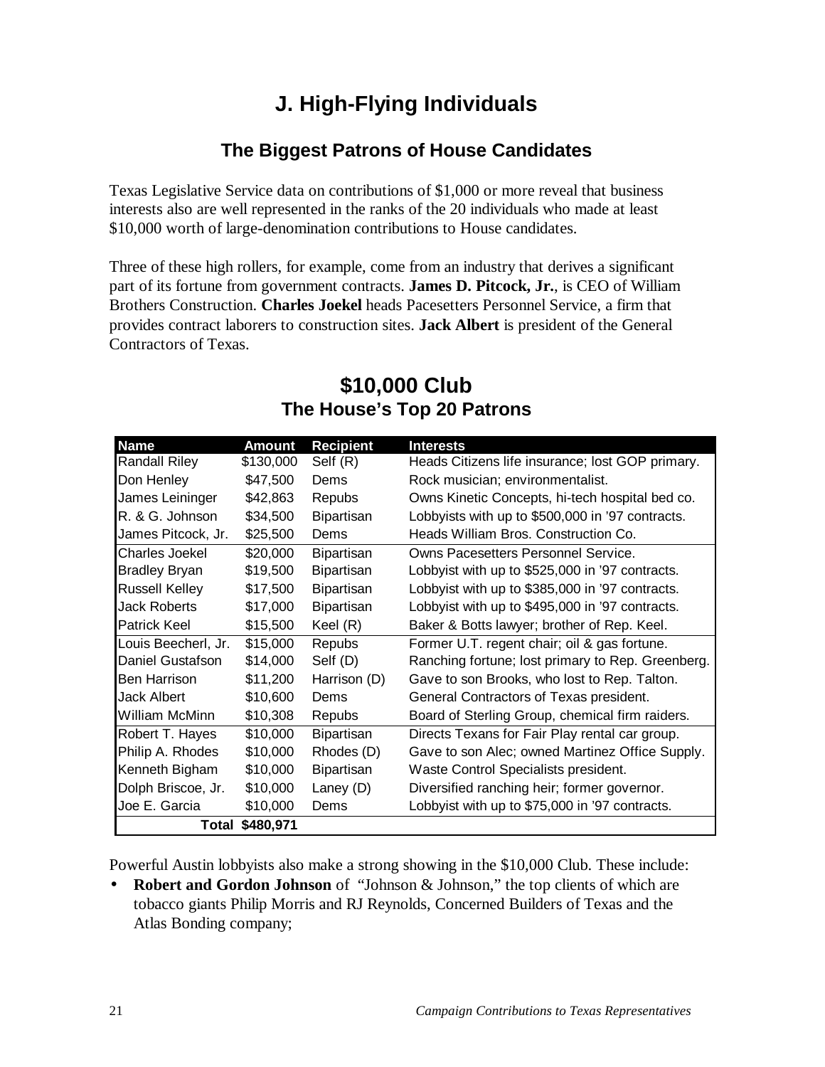# J. High-Flying Individuals

## The Biggest Patrons of House Candidates

Texas Legislative Service data on contributions of $1,000 or more reveal that business interests also are well represented in the ranks of the 20 individuals who made at least $10,000 worth of large-denomination contributions to House candidates.

Three of these high rollers, for example, come from an industry that derives a significant part of its fortune from government contracts. **James D. Pitcock, Jr.**, is CEO of William Brothers Construction. **Charles Joekel** heads Pacesetters Personnel Service, a firm that provides contract laborers to construction sites. **Jack Albert** is president of the General Contractors of Texas.

### $10,000 Club
### The House's Top 20 Patrons

| Name | Amount | Recipient | Interests |
|---|---|---|---|
| Randall Riley | $130,000 | Self (R) | Heads Citizens life insurance; lost GOP primary. |
| Don Henley | $47,500 | Dems | Rock musician; environmentalist. |
| James Leininger | $42,863 | Repubs | Owns Kinetic Concepts, hi-tech hospital bed co. |
| R. & G. Johnson | $34,500 | Bipartisan | Lobbyists with up to $500,000 in '97 contracts. |
| James Pitcock, Jr. | $25,500 | Dems | Heads William Bros. Construction Co. |
| Charles Joekel | $20,000 | Bipartisan | Owns Pacesetters Personnel Service. |
| Bradley Bryan | $19,500 | Bipartisan | Lobbyist with up to $525,000 in '97 contracts. |
| Russell Kelley | $17,500 | Bipartisan | Lobbyist with up to $385,000 in '97 contracts. |
| Jack Roberts | $17,000 | Bipartisan | Lobbyist with up to $495,000 in '97 contracts. |
| Patrick Keel | $15,500 | Keel (R) | Baker & Botts lawyer; brother of Rep. Keel. |
| Louis Beecherl, Jr. | $15,000 | Repubs | Former U.T. regent chair; oil & gas fortune. |
| Daniel Gustafson | $14,000 | Self (D) | Ranching fortune; lost primary to Rep. Greenberg. |
| Ben Harrison | $11,200 | Harrison (D) | Gave to son Brooks, who lost to Rep. Talton. |
| Jack Albert | $10,600 | Dems | General Contractors of Texas president. |
| William McMinn | $10,308 | Repubs | Board of Sterling Group, chemical firm raiders. |
| Robert T. Hayes | $10,000 | Bipartisan | Directs Texans for Fair Play rental car group. |
| Philip A. Rhodes | $10,000 | Rhodes (D) | Gave to son Alec; owned Martinez Office Supply. |
| Kenneth Bigham | $10,000 | Bipartisan | Waste Control Specialists president. |
| Dolph Briscoe, Jr. | $10,000 | Laney (D) | Diversified ranching heir; former governor. |
| Joe E. Garcia | $10,000 | Dems | Lobbyist with up to $75,000 in '97 contracts. |
| **Total** | **$480,971** | | |

Powerful Austin lobbyists also make a strong showing in the $10,000 Club. These include:

- **Robert and Gordon Johnson** of "Johnson & Johnson," the top clients of which are tobacco giants Philip Morris and RJ Reynolds, Concerned Builders of Texas and the Atlas Bonding company;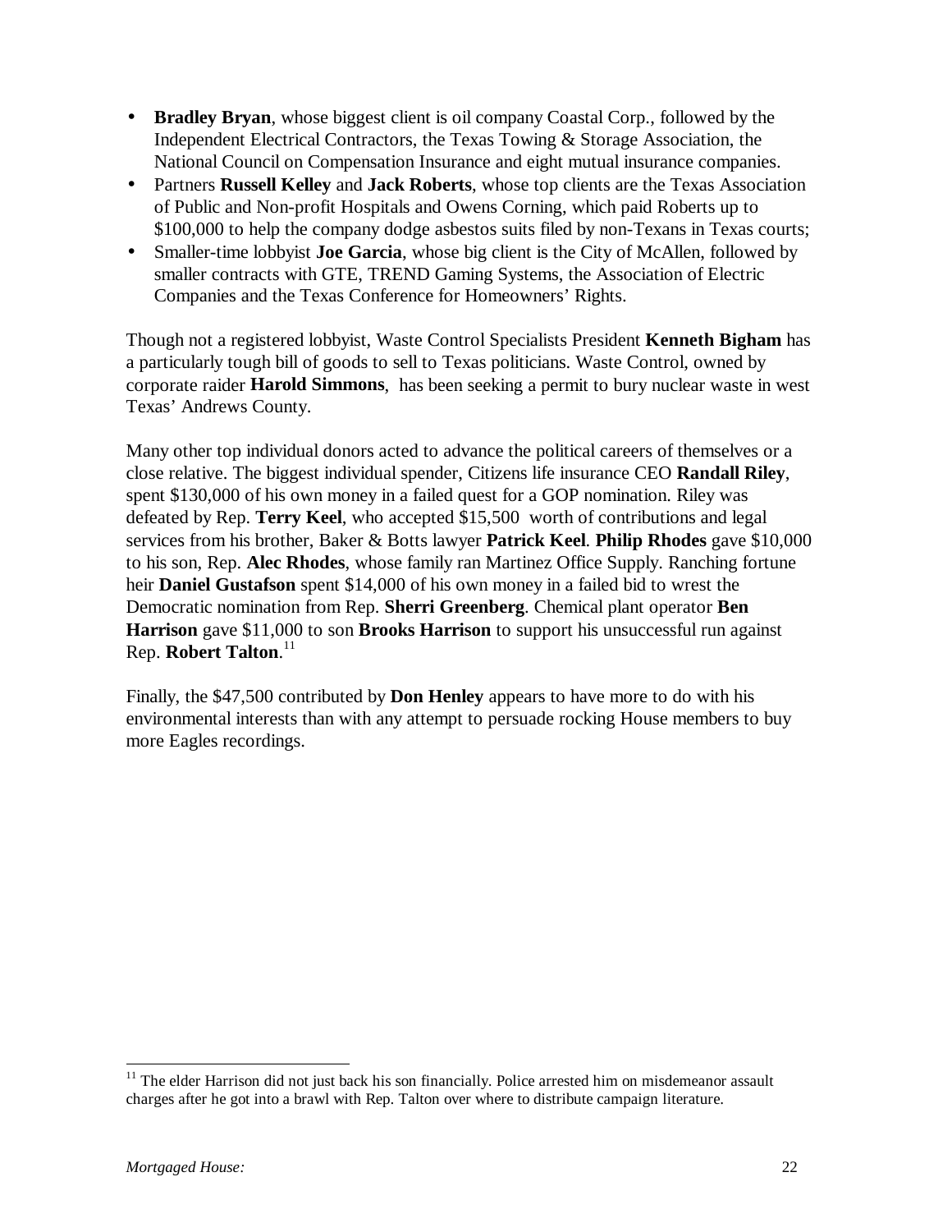- **Bradley Bryan**, whose biggest client is oil company Coastal Corp., followed by the Independent Electrical Contractors, the Texas Towing & Storage Association, the National Council on Compensation Insurance and eight mutual insurance companies.
- Partners **Russell Kelley** and **Jack Roberts**, whose top clients are the Texas Association of Public and Non-profit Hospitals and Owens Corning, which paid Roberts up to $100,000 to help the company dodge asbestos suits filed by non-Texans in Texas courts;
- Smaller-time lobbyist **Joe Garcia**, whose big client is the City of McAllen, followed by smaller contracts with GTE, TREND Gaming Systems, the Association of Electric Companies and the Texas Conference for Homeowners' Rights.

Though not a registered lobbyist, Waste Control Specialists President **Kenneth Bigham** has a particularly tough bill of goods to sell to Texas politicians. Waste Control, owned by corporate raider **Harold Simmons**, has been seeking a permit to bury nuclear waste in west Texas' Andrews County.

Many other top individual donors acted to advance the political careers of themselves or a close relative. The biggest individual spender, Citizens life insurance CEO **Randall Riley**, spent $130,000 of his own money in a failed quest for a GOP nomination. Riley was defeated by Rep. **Terry Keel**, who accepted $15,500 worth of contributions and legal services from his brother, Baker & Botts lawyer **Patrick Keel**. **Philip Rhodes** gave $10,000 to his son, Rep. **Alec Rhodes**, whose family ran Martinez Office Supply. Ranching fortune heir **Daniel Gustafson** spent $14,000 of his own money in a failed bid to wrest the Democratic nomination from Rep. **Sherri Greenberg**. Chemical plant operator **Ben Harrison** gave $11,000 to son **Brooks Harrison** to support his unsuccessful run against Rep. **Robert Talton**.[11]

Finally, the $47,500 contributed by **Don Henley** appears to have more to do with his environmental interests than with any attempt to persuade rocking House members to buy more Eagles recordings.

[11] The elder Harrison did not just back his son financially. Police arrested him on misdemeanor assault charges after he got into a brawl with Rep. Talton over where to distribute campaign literature.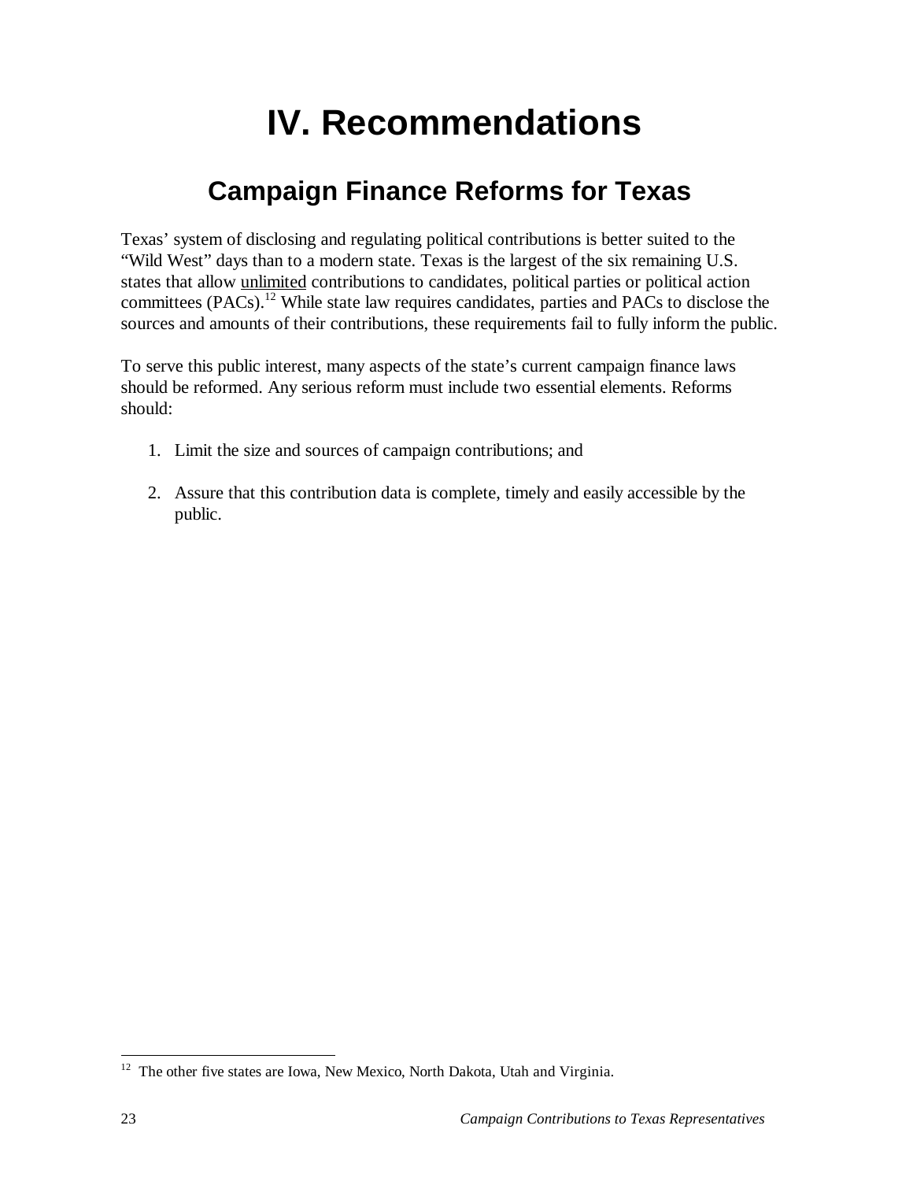# IV. Recommendations

## Campaign Finance Reforms for Texas

Texas' system of disclosing and regulating political contributions is better suited to the "Wild West" days than to a modern state. Texas is the largest of the six remaining U.S. states that allow <u>unlimited</u> contributions to candidates, political parties or political action committees (PACs).[12] While state law requires candidates, parties and PACs to disclose the sources and amounts of their contributions, these requirements fail to fully inform the public.

To serve this public interest, many aspects of the state's current campaign finance laws should be reformed. Any serious reform must include two essential elements. Reforms should:

1. Limit the size and sources of campaign contributions; and

2. Assure that this contribution data is complete, timely and easily accessible by the public.

---

[12] The other five states are Iowa, New Mexico, North Dakota, Utah and Virginia.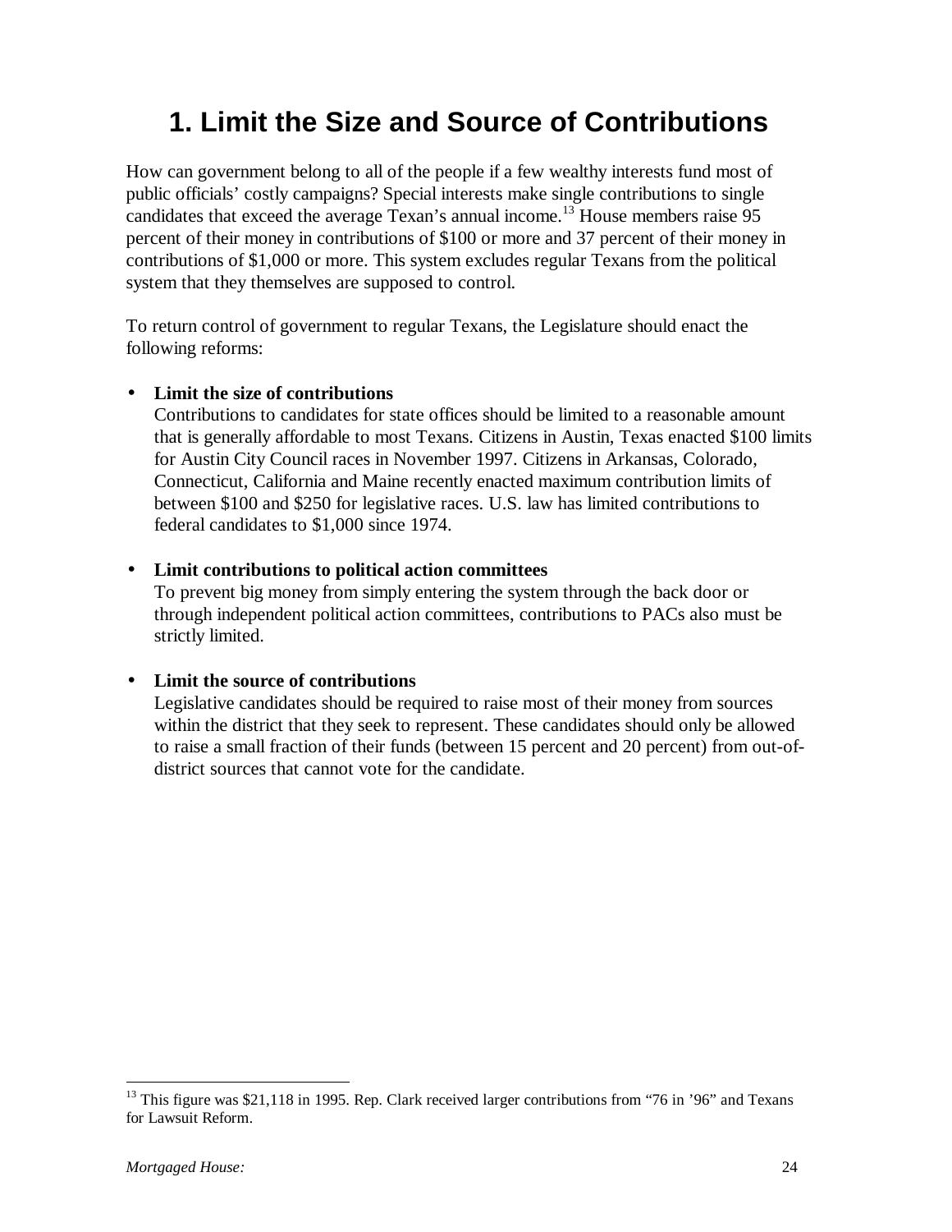# 1. Limit the Size and Source of Contributions

How can government belong to all of the people if a few wealthy interests fund most of public officials' costly campaigns? Special interests make single contributions to single candidates that exceed the average Texan's annual income.[13] House members raise 95 percent of their money in contributions of $100 or more and 37 percent of their money in contributions of $1,000 or more. This system excludes regular Texans from the political system that they themselves are supposed to control.

To return control of government to regular Texans, the Legislature should enact the following reforms:

- **Limit the size of contributions**
  Contributions to candidates for state offices should be limited to a reasonable amount that is generally affordable to most Texans. Citizens in Austin, Texas enacted $100 limits for Austin City Council races in November 1997. Citizens in Arkansas, Colorado, Connecticut, California and Maine recently enacted maximum contribution limits of between $100 and $250 for legislative races. U.S. law has limited contributions to federal candidates to $1,000 since 1974.

- **Limit contributions to political action committees**
  To prevent big money from simply entering the system through the back door or through independent political action committees, contributions to PACs also must be strictly limited.

- **Limit the source of contributions**
  Legislative candidates should be required to raise most of their money from sources within the district that they seek to represent. These candidates should only be allowed to raise a small fraction of their funds (between 15 percent and 20 percent) from out-of-district sources that cannot vote for the candidate.

[13] This figure was $21,118 in 1995. Rep. Clark received larger contributions from "76 in '96" and Texans for Lawsuit Reform.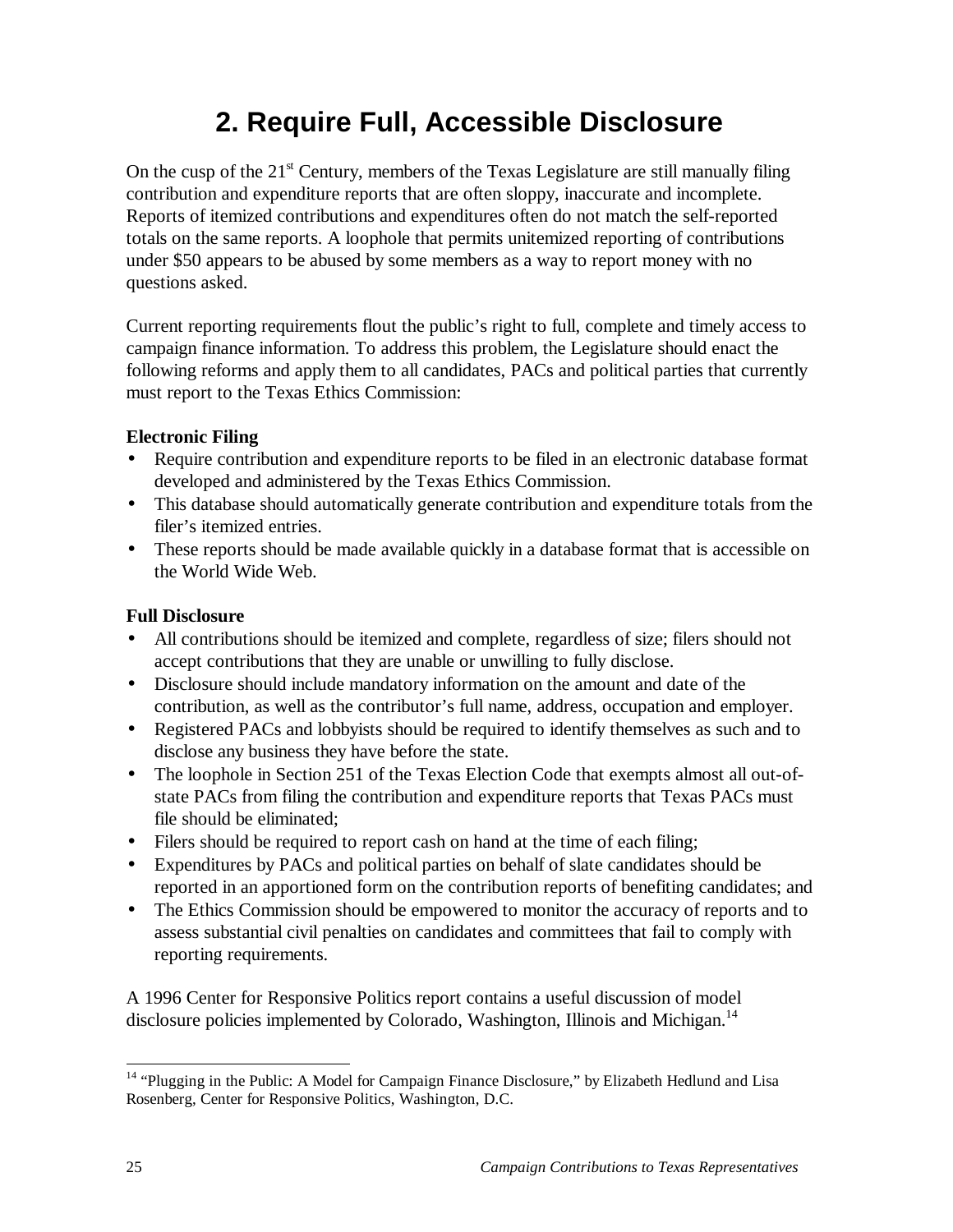# 2. Require Full, Accessible Disclosure

On the cusp of the 21st Century, members of the Texas Legislature are still manually filing contribution and expenditure reports that are often sloppy, inaccurate and incomplete. Reports of itemized contributions and expenditures often do not match the self-reported totals on the same reports. A loophole that permits unitemized reporting of contributions under $50 appears to be abused by some members as a way to report money with no questions asked.

Current reporting requirements flout the public's right to full, complete and timely access to campaign finance information. To address this problem, the Legislature should enact the following reforms and apply them to all candidates, PACs and political parties that currently must report to the Texas Ethics Commission:

**Electronic Filing**

- Require contribution and expenditure reports to be filed in an electronic database format developed and administered by the Texas Ethics Commission.
- This database should automatically generate contribution and expenditure totals from the filer's itemized entries.
- These reports should be made available quickly in a database format that is accessible on the World Wide Web.

**Full Disclosure**

- All contributions should be itemized and complete, regardless of size; filers should not accept contributions that they are unable or unwilling to fully disclose.
- Disclosure should include mandatory information on the amount and date of the contribution, as well as the contributor's full name, address, occupation and employer.
- Registered PACs and lobbyists should be required to identify themselves as such and to disclose any business they have before the state.
- The loophole in Section 251 of the Texas Election Code that exempts almost all out-of-state PACs from filing the contribution and expenditure reports that Texas PACs must file should be eliminated;
- Filers should be required to report cash on hand at the time of each filing;
- Expenditures by PACs and political parties on behalf of slate candidates should be reported in an apportioned form on the contribution reports of benefiting candidates; and
- The Ethics Commission should be empowered to monitor the accuracy of reports and to assess substantial civil penalties on candidates and committees that fail to comply with reporting requirements.

A 1996 Center for Responsive Politics report contains a useful discussion of model disclosure policies implemented by Colorado, Washington, Illinois and Michigan.[14]

[14] "Plugging in the Public: A Model for Campaign Finance Disclosure," by Elizabeth Hedlund and Lisa Rosenberg, Center for Responsive Politics, Washington, D.C.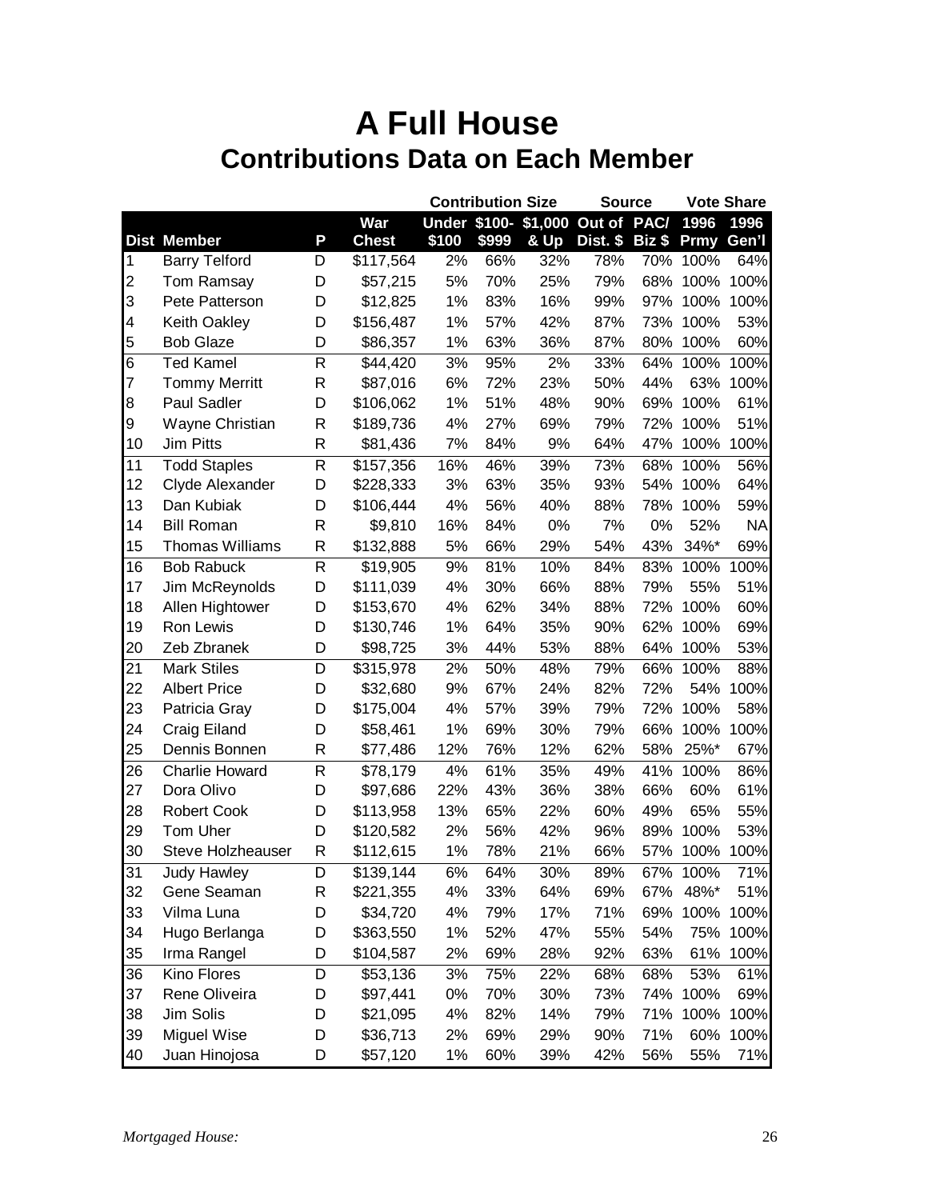# A Full House

## Contributions Data on Each Member

| | | | | Contribution Size | | | Source | | Vote Share | |
|---|---|---|---|---|---|---|---|---|---|---|
| **Dist** | **Member** | **P** | **War Chest** | **Under $100** | **$100-$999** | **$1,000 & Up** | **Out of Dist. $** | **PAC/ Biz $** | **1996 Prmy** | **1996 Gen'l** |
| 1 | Barry Telford | D | $117,564 | 2% | 66% | 32% | 78% | 70% | 100% | 64% |
| 2 | Tom Ramsay | D | $57,215 | 5% | 70% | 25% | 79% | 68% | 100% | 100% |
| 3 | Pete Patterson | D | $12,825 | 1% | 83% | 16% | 99% | 97% | 100% | 100% |
| 4 | Keith Oakley | D | $156,487 | 1% | 57% | 42% | 87% | 73% | 100% | 53% |
| 5 | Bob Glaze | D | $86,357 | 1% | 63% | 36% | 87% | 80% | 100% | 60% |
| 6 | Ted Kamel | R | $44,420 | 3% | 95% | 2% | 33% | 64% | 100% | 100% |
| 7 | Tommy Merritt | R | $87,016 | 6% | 72% | 23% | 50% | 44% | 63% | 100% |
| 8 | Paul Sadler | D | $106,062 | 1% | 51% | 48% | 90% | 69% | 100% | 61% |
| 9 | Wayne Christian | R | $189,736 | 4% | 27% | 69% | 79% | 72% | 100% | 51% |
| 10 | Jim Pitts | R | $81,436 | 7% | 84% | 9% | 64% | 47% | 100% | 100% |
| 11 | Todd Staples | R | $157,356 | 16% | 46% | 39% | 73% | 68% | 100% | 56% |
| 12 | Clyde Alexander | D | $228,333 | 3% | 63% | 35% | 93% | 54% | 100% | 64% |
| 13 | Dan Kubiak | D | $106,444 | 4% | 56% | 40% | 88% | 78% | 100% | 59% |
| 14 | Bill Roman | R | $9,810 | 16% | 84% | 0% | 7% | 0% | 52% | NA |
| 15 | Thomas Williams | R | $132,888 | 5% | 66% | 29% | 54% | 43% | 34%* | 69% |
| 16 | Bob Rabuck | R | $19,905 | 9% | 81% | 10% | 84% | 83% | 100% | 100% |
| 17 | Jim McReynolds | D | $111,039 | 4% | 30% | 66% | 88% | 79% | 55% | 51% |
| 18 | Allen Hightower | D | $153,670 | 4% | 62% | 34% | 88% | 72% | 100% | 60% |
| 19 | Ron Lewis | D | $130,746 | 1% | 64% | 35% | 90% | 62% | 100% | 69% |
| 20 | Zeb Zbranek | D | $98,725 | 3% | 44% | 53% | 88% | 64% | 100% | 53% |
| 21 | Mark Stiles | D | $315,978 | 2% | 50% | 48% | 79% | 66% | 100% | 88% |
| 22 | Albert Price | D | $32,680 | 9% | 67% | 24% | 82% | 72% | 54% | 100% |
| 23 | Patricia Gray | D | $175,004 | 4% | 57% | 39% | 79% | 72% | 100% | 58% |
| 24 | Craig Eiland | D | $58,461 | 1% | 69% | 30% | 79% | 66% | 100% | 100% |
| 25 | Dennis Bonnen | R | $77,486 | 12% | 76% | 12% | 62% | 58% | 25%* | 67% |
| 26 | Charlie Howard | R | $78,179 | 4% | 61% | 35% | 49% | 41% | 100% | 86% |
| 27 | Dora Olivo | D | $97,686 | 22% | 43% | 36% | 38% | 66% | 60% | 61% |
| 28 | Robert Cook | D | $113,958 | 13% | 65% | 22% | 60% | 49% | 65% | 55% |
| 29 | Tom Uher | D | $120,582 | 2% | 56% | 42% | 96% | 89% | 100% | 53% |
| 30 | Steve Holzheauser | R | $112,615 | 1% | 78% | 21% | 66% | 57% | 100% | 100% |
| 31 | Judy Hawley | D | $139,144 | 6% | 64% | 30% | 89% | 67% | 100% | 71% |
| 32 | Gene Seaman | R | $221,355 | 4% | 33% | 64% | 69% | 67% | 48%* | 51% |
| 33 | Vilma Luna | D | $34,720 | 4% | 79% | 17% | 71% | 69% | 100% | 100% |
| 34 | Hugo Berlanga | D | $363,550 | 1% | 52% | 47% | 55% | 54% | 75% | 100% |
| 35 | Irma Rangel | D | $104,587 | 2% | 69% | 28% | 92% | 63% | 61% | 100% |
| 36 | Kino Flores | D | $53,136 | 3% | 75% | 22% | 68% | 68% | 53% | 61% |
| 37 | Rene Oliveira | D | $97,441 | 0% | 70% | 30% | 73% | 74% | 100% | 69% |
| 38 | Jim Solis | D | $21,095 | 4% | 82% | 14% | 79% | 71% | 100% | 100% |
| 39 | Miguel Wise | D | $36,713 | 2% | 69% | 29% | 90% | 71% | 60% | 100% |
| 40 | Juan Hinojosa | D | $57,120 | 1% | 60% | 39% | 42% | 56% | 55% | 71% |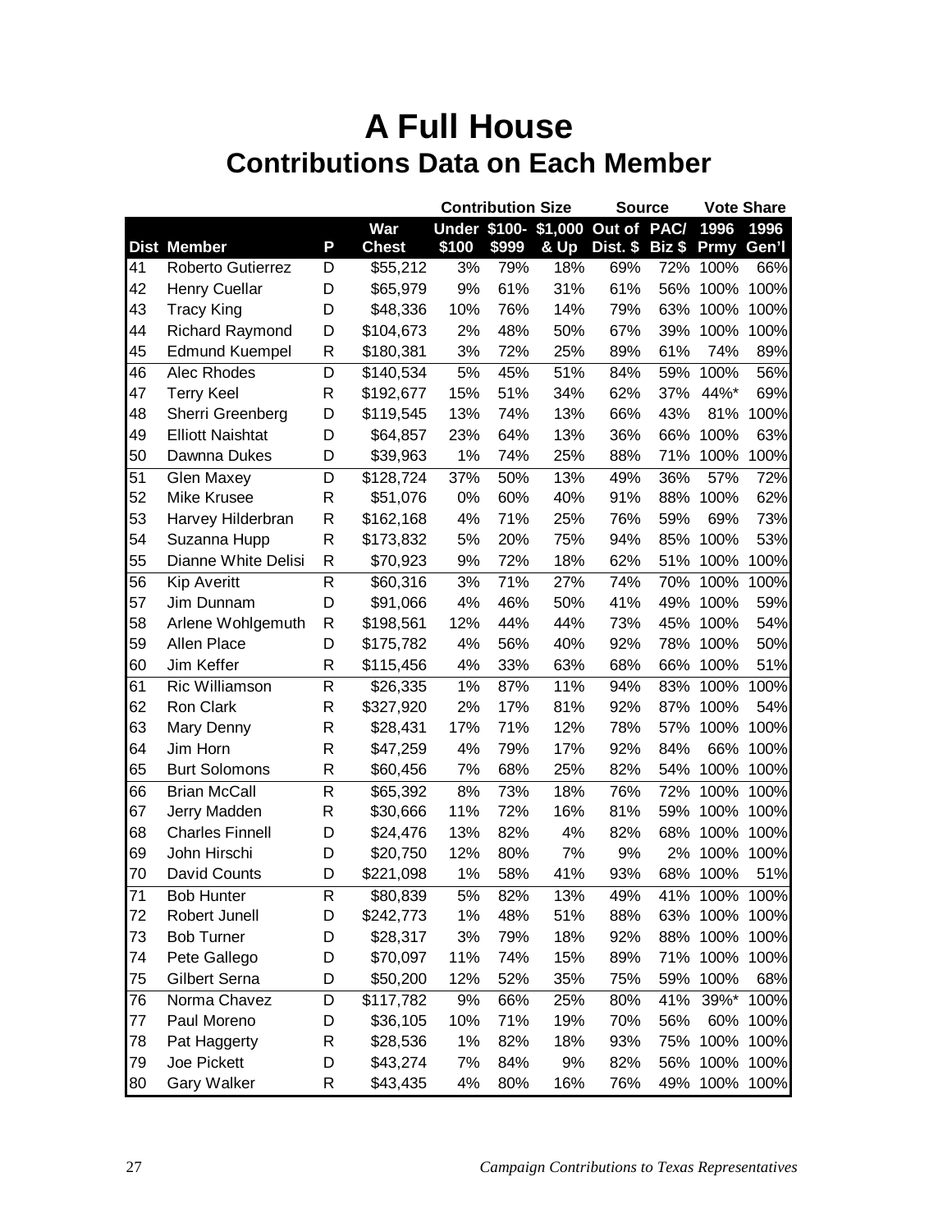# A Full House
## Contributions Data on Each Member

| | | | | Contribution Size | | | Source | | Vote Share | |
|---|---|---|---|---|---|---|---|---|---|---|
| **Dist** | **Member** | **P** | **War Chest** | **Under $100** | **$100-$999** | **$1,000 & Up** | **Out of Dist. $** | **PAC/ Biz $** | **1996 Prmy** | **1996 Gen'l** |
| 41 | Roberto Gutierrez | D | $55,212 | 3% | 79% | 18% | 69% | 72% | 100% | 66% |
| 42 | Henry Cuellar | D | $65,979 | 9% | 61% | 31% | 61% | 56% | 100% | 100% |
| 43 | Tracy King | D | $48,336 | 10% | 76% | 14% | 79% | 63% | 100% | 100% |
| 44 | Richard Raymond | D | $104,673 | 2% | 48% | 50% | 67% | 39% | 100% | 100% |
| 45 | Edmund Kuempel | R | $180,381 | 3% | 72% | 25% | 89% | 61% | 74% | 89% |
| 46 | Alec Rhodes | D | $140,534 | 5% | 45% | 51% | 84% | 59% | 100% | 56% |
| 47 | Terry Keel | R | $192,677 | 15% | 51% | 34% | 62% | 37% | 44%* | 69% |
| 48 | Sherri Greenberg | D | $119,545 | 13% | 74% | 13% | 66% | 43% | 81% | 100% |
| 49 | Elliott Naishtat | D | $64,857 | 23% | 64% | 13% | 36% | 66% | 100% | 63% |
| 50 | Dawnna Dukes | D | $39,963 | 1% | 74% | 25% | 88% | 71% | 100% | 100% |
| 51 | Glen Maxey | D | $128,724 | 37% | 50% | 13% | 49% | 36% | 57% | 72% |
| 52 | Mike Krusee | R | $51,076 | 0% | 60% | 40% | 91% | 88% | 100% | 62% |
| 53 | Harvey Hilderbran | R | $162,168 | 4% | 71% | 25% | 76% | 59% | 69% | 73% |
| 54 | Suzanna Hupp | R | $173,832 | 5% | 20% | 75% | 94% | 85% | 100% | 53% |
| 55 | Dianne White Delisi | R | $70,923 | 9% | 72% | 18% | 62% | 51% | 100% | 100% |
| 56 | Kip Averitt | R | $60,316 | 3% | 71% | 27% | 74% | 70% | 100% | 100% |
| 57 | Jim Dunnam | D | $91,066 | 4% | 46% | 50% | 41% | 49% | 100% | 59% |
| 58 | Arlene Wohlgemuth | R | $198,561 | 12% | 44% | 44% | 73% | 45% | 100% | 54% |
| 59 | Allen Place | D | $175,782 | 4% | 56% | 40% | 92% | 78% | 100% | 50% |
| 60 | Jim Keffer | R | $115,456 | 4% | 33% | 63% | 68% | 66% | 100% | 51% |
| 61 | Ric Williamson | R | $26,335 | 1% | 87% | 11% | 94% | 83% | 100% | 100% |
| 62 | Ron Clark | R | $327,920 | 2% | 17% | 81% | 92% | 87% | 100% | 54% |
| 63 | Mary Denny | R | $28,431 | 17% | 71% | 12% | 78% | 57% | 100% | 100% |
| 64 | Jim Horn | R | $47,259 | 4% | 79% | 17% | 92% | 84% | 66% | 100% |
| 65 | Burt Solomons | R | $60,456 | 7% | 68% | 25% | 82% | 54% | 100% | 100% |
| 66 | Brian McCall | R | $65,392 | 8% | 73% | 18% | 76% | 72% | 100% | 100% |
| 67 | Jerry Madden | R | $30,666 | 11% | 72% | 16% | 81% | 59% | 100% | 100% |
| 68 | Charles Finnell | D | $24,476 | 13% | 82% | 4% | 82% | 68% | 100% | 100% |
| 69 | John Hirschi | D | $20,750 | 12% | 80% | 7% | 9% | 2% | 100% | 100% |
| 70 | David Counts | D | $221,098 | 1% | 58% | 41% | 93% | 68% | 100% | 51% |
| 71 | Bob Hunter | R | $80,839 | 5% | 82% | 13% | 49% | 41% | 100% | 100% |
| 72 | Robert Junell | D | $242,773 | 1% | 48% | 51% | 88% | 63% | 100% | 100% |
| 73 | Bob Turner | D | $28,317 | 3% | 79% | 18% | 92% | 88% | 100% | 100% |
| 74 | Pete Gallego | D | $70,097 | 11% | 74% | 15% | 89% | 71% | 100% | 100% |
| 75 | Gilbert Serna | D | $50,200 | 12% | 52% | 35% | 75% | 59% | 100% | 68% |
| 76 | Norma Chavez | D | $117,782 | 9% | 66% | 25% | 80% | 41% | 39%* | 100% |
| 77 | Paul Moreno | D | $36,105 | 10% | 71% | 19% | 70% | 56% | 60% | 100% |
| 78 | Pat Haggerty | R | $28,536 | 1% | 82% | 18% | 93% | 75% | 100% | 100% |
| 79 | Joe Pickett | D | $43,274 | 7% | 84% | 9% | 82% | 56% | 100% | 100% |
| 80 | Gary Walker | R | $43,435 | 4% | 80% | 16% | 76% | 49% | 100% | 100% |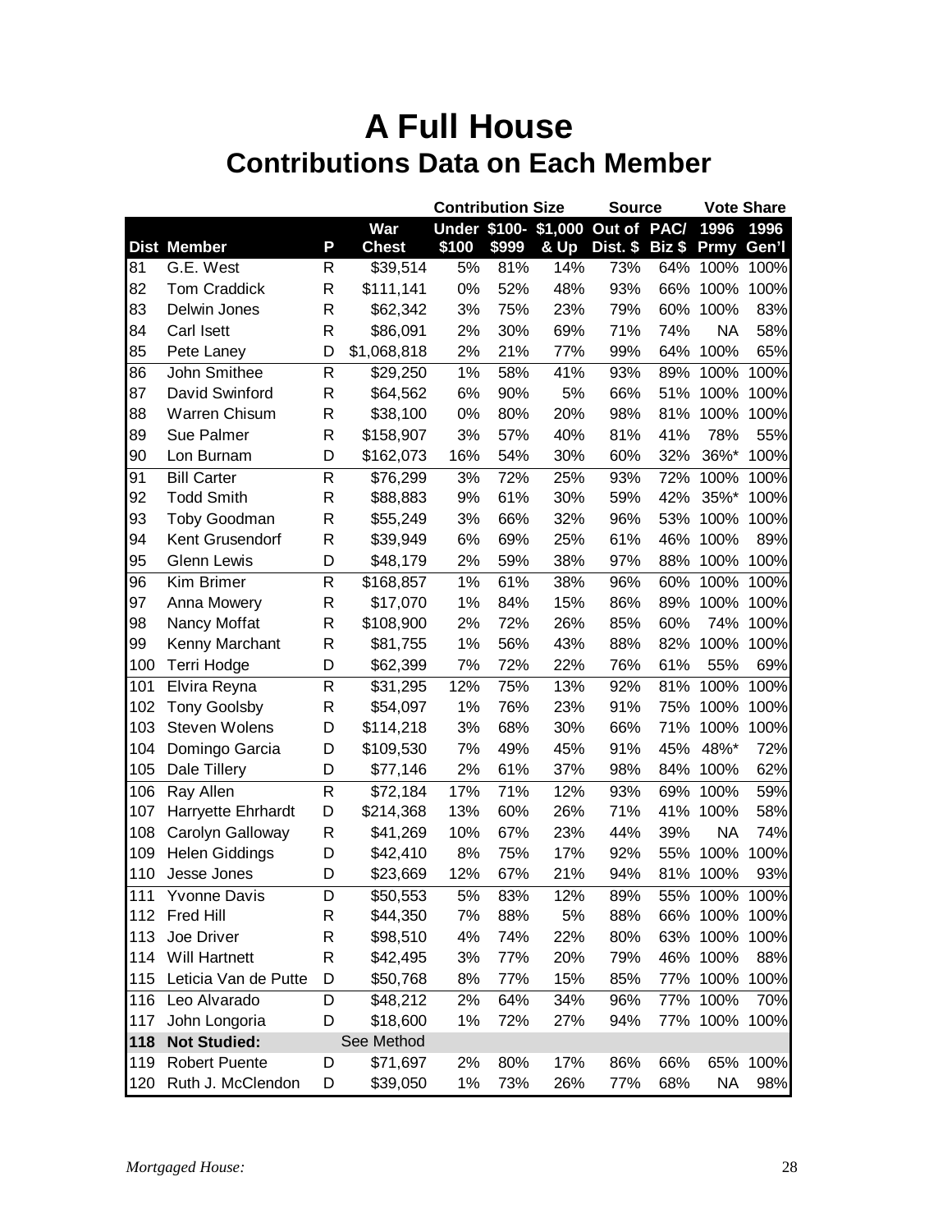# A Full House

## Contributions Data on Each Member

| | | | | Contribution Size | | | Source | | Vote Share | |
|---|---|---|---|---|---|---|---|---|---|---|
| **Dist** | **Member** | **P** | **War Chest** | **Under $100** | **$100-$999** | **$1,000 & Up** | **Out of Dist. $** | **PAC/ Biz $** | **1996 Prmy** | **1996 Gen'l** |
| 81 | G.E. West | R | $39,514 | 5% | 81% | 14% | 73% | 64% | 100% | 100% |
| 82 | Tom Craddick | R | $111,141 | 0% | 52% | 48% | 93% | 66% | 100% | 100% |
| 83 | Delwin Jones | R | $62,342 | 3% | 75% | 23% | 79% | 60% | 100% | 83% |
| 84 | Carl Isett | R | $86,091 | 2% | 30% | 69% | 71% | 74% | NA | 58% |
| 85 | Pete Laney | D | $1,068,818 | 2% | 21% | 77% | 99% | 64% | 100% | 65% |
| 86 | John Smithee | R | $29,250 | 1% | 58% | 41% | 93% | 89% | 100% | 100% |
| 87 | David Swinford | R | $64,562 | 6% | 90% | 5% | 66% | 51% | 100% | 100% |
| 88 | Warren Chisum | R | $38,100 | 0% | 80% | 20% | 98% | 81% | 100% | 100% |
| 89 | Sue Palmer | R | $158,907 | 3% | 57% | 40% | 81% | 41% | 78% | 55% |
| 90 | Lon Burnam | D | $162,073 | 16% | 54% | 30% | 60% | 32% | 36%* | 100% |
| 91 | Bill Carter | R | $76,299 | 3% | 72% | 25% | 93% | 72% | 100% | 100% |
| 92 | Todd Smith | R | $88,883 | 9% | 61% | 30% | 59% | 42% | 35%* | 100% |
| 93 | Toby Goodman | R | $55,249 | 3% | 66% | 32% | 96% | 53% | 100% | 100% |
| 94 | Kent Grusendorf | R | $39,949 | 6% | 69% | 25% | 61% | 46% | 100% | 89% |
| 95 | Glenn Lewis | D | $48,179 | 2% | 59% | 38% | 97% | 88% | 100% | 100% |
| 96 | Kim Brimer | R | $168,857 | 1% | 61% | 38% | 96% | 60% | 100% | 100% |
| 97 | Anna Mowery | R | $17,070 | 1% | 84% | 15% | 86% | 89% | 100% | 100% |
| 98 | Nancy Moffat | R | $108,900 | 2% | 72% | 26% | 85% | 60% | 74% | 100% |
| 99 | Kenny Marchant | R | $81,755 | 1% | 56% | 43% | 88% | 82% | 100% | 100% |
| 100 | Terri Hodge | D | $62,399 | 7% | 72% | 22% | 76% | 61% | 55% | 69% |
| 101 | Elvira Reyna | R | $31,295 | 12% | 75% | 13% | 92% | 81% | 100% | 100% |
| 102 | Tony Goolsby | R | $54,097 | 1% | 76% | 23% | 91% | 75% | 100% | 100% |
| 103 | Steven Wolens | D | $114,218 | 3% | 68% | 30% | 66% | 71% | 100% | 100% |
| 104 | Domingo Garcia | D | $109,530 | 7% | 49% | 45% | 91% | 45% | 48%* | 72% |
| 105 | Dale Tillery | D | $77,146 | 2% | 61% | 37% | 98% | 84% | 100% | 62% |
| 106 | Ray Allen | R | $72,184 | 17% | 71% | 12% | 93% | 69% | 100% | 59% |
| 107 | Harryette Ehrhardt | D | $214,368 | 13% | 60% | 26% | 71% | 41% | 100% | 58% |
| 108 | Carolyn Galloway | R | $41,269 | 10% | 67% | 23% | 44% | 39% | NA | 74% |
| 109 | Helen Giddings | D | $42,410 | 8% | 75% | 17% | 92% | 55% | 100% | 100% |
| 110 | Jesse Jones | D | $23,669 | 12% | 67% | 21% | 94% | 81% | 100% | 93% |
| 111 | Yvonne Davis | D | $50,553 | 5% | 83% | 12% | 89% | 55% | 100% | 100% |
| 112 | Fred Hill | R | $44,350 | 7% | 88% | 5% | 88% | 66% | 100% | 100% |
| 113 | Joe Driver | R | $98,510 | 4% | 74% | 22% | 80% | 63% | 100% | 100% |
| 114 | Will Hartnett | R | $42,495 | 3% | 77% | 20% | 79% | 46% | 100% | 88% |
| 115 | Leticia Van de Putte | D | $50,768 | 8% | 77% | 15% | 85% | 77% | 100% | 100% |
| 116 | Leo Alvarado | D | $48,212 | 2% | 64% | 34% | 96% | 77% | 100% | 70% |
| 117 | John Longoria | D | $18,600 | 1% | 72% | 27% | 94% | 77% | 100% | 100% |
| **118** | **Not Studied:** | | See Method | | | | | | | |
| 119 | Robert Puente | D | $71,697 | 2% | 80% | 17% | 86% | 66% | 65% | 100% |
| 120 | Ruth J. McClendon | D | $39,050 | 1% | 73% | 26% | 77% | 68% | NA | 98% |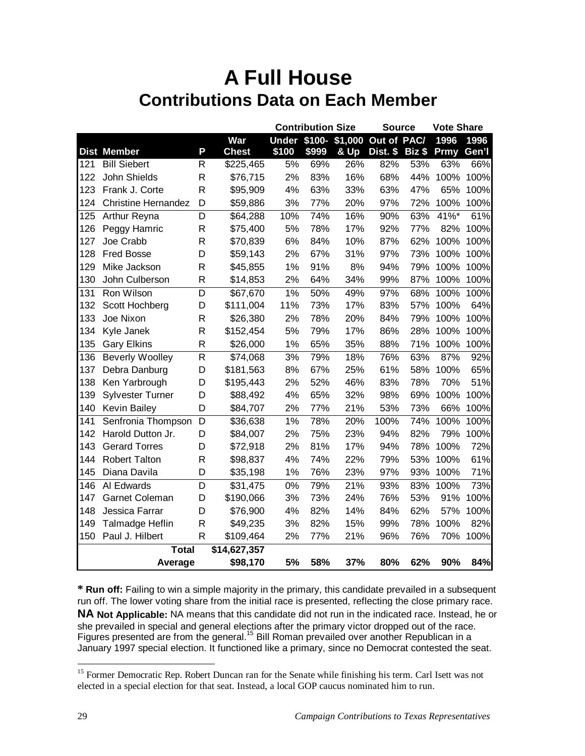# A Full House

## Contributions Data on Each Member

| | | | | Contribution Size | | | Source | | Vote Share | |
|---|---|---|---|---|---|---|---|---|---|---|
| Dist | Member | P | War Chest | Under $100 | $100-$999 | $1,000 & Up | Out of Dist. $ | PAC/ Biz $ | 1996 Prmy | 1996 Gen'l |
| 121 | Bill Siebert | R | $225,465 | 5% | 69% | 26% | 82% | 53% | 63% | 66% |
| 122 | John Shields | R | $76,715 | 2% | 83% | 16% | 68% | 44% | 100% | 100% |
| 123 | Frank J. Corte | R | $95,909 | 4% | 63% | 33% | 63% | 47% | 65% | 100% |
| 124 | Christine Hernandez | D | $59,886 | 3% | 77% | 20% | 97% | 72% | 100% | 100% |
| 125 | Arthur Reyna | D | $64,288 | 10% | 74% | 16% | 90% | 63% | 41%* | 61% |
| 126 | Peggy Hamric | R | $75,400 | 5% | 78% | 17% | 92% | 77% | 82% | 100% |
| 127 | Joe Crabb | R | $70,839 | 6% | 84% | 10% | 87% | 62% | 100% | 100% |
| 128 | Fred Bosse | D | $59,143 | 2% | 67% | 31% | 97% | 73% | 100% | 100% |
| 129 | Mike Jackson | R | $45,855 | 1% | 91% | 8% | 94% | 79% | 100% | 100% |
| 130 | John Culberson | R | $14,853 | 2% | 64% | 34% | 99% | 87% | 100% | 100% |
| 131 | Ron Wilson | D | $67,670 | 1% | 50% | 49% | 97% | 68% | 100% | 100% |
| 132 | Scott Hochberg | D | $111,004 | 11% | 73% | 17% | 83% | 57% | 100% | 64% |
| 133 | Joe Nixon | R | $26,380 | 2% | 78% | 20% | 84% | 79% | 100% | 100% |
| 134 | Kyle Janek | R | $152,454 | 5% | 79% | 17% | 86% | 28% | 100% | 100% |
| 135 | Gary Elkins | R | $26,000 | 1% | 65% | 35% | 88% | 71% | 100% | 100% |
| 136 | Beverly Woolley | R | $74,068 | 3% | 79% | 18% | 76% | 63% | 87% | 92% |
| 137 | Debra Danburg | D | $181,563 | 8% | 67% | 25% | 61% | 58% | 100% | 65% |
| 138 | Ken Yarbrough | D | $195,443 | 2% | 52% | 46% | 83% | 78% | 70% | 51% |
| 139 | Sylvester Turner | D | $88,492 | 4% | 65% | 32% | 98% | 69% | 100% | 100% |
| 140 | Kevin Bailey | D | $84,707 | 2% | 77% | 21% | 53% | 73% | 66% | 100% |
| 141 | Senfronia Thompson | D | $36,638 | 1% | 78% | 20% | 100% | 74% | 100% | 100% |
| 142 | Harold Dutton Jr. | D | $84,007 | 2% | 75% | 23% | 94% | 82% | 79% | 100% |
| 143 | Gerard Torres | D | $72,918 | 2% | 81% | 17% | 94% | 78% | 100% | 72% |
| 144 | Robert Talton | R | $98,837 | 4% | 74% | 22% | 79% | 53% | 100% | 61% |
| 145 | Diana Davila | D | $35,198 | 1% | 76% | 23% | 97% | 93% | 100% | 71% |
| 146 | Al Edwards | D | $31,475 | 0% | 79% | 21% | 93% | 83% | 100% | 73% |
| 147 | Garnet Coleman | D | $190,066 | 3% | 73% | 24% | 76% | 53% | 91% | 100% |
| 148 | Jessica Farrar | D | $76,900 | 4% | 82% | 14% | 84% | 62% | 57% | 100% |
| 149 | Talmadge Heflin | R | $49,235 | 3% | 82% | 15% | 99% | 78% | 100% | 82% |
| 150 | Paul J. Hilbert | R | $109,464 | 2% | 77% | 21% | 96% | 76% | 70% | 100% |
| | **Total** | | **$14,627,357** | | | | | | | |
| | **Average** | | **$98,170** | **5%** | **58%** | **37%** | **80%** | **62%** | **90%** | **84%** |

**\* Run off:** Failing to win a simple majority in the primary, this candidate prevailed in a subsequent run off. The lower voting share from the initial race is presented, reflecting the close primary race.

**NA Not Applicable:** NA means that this candidate did not run in the indicated race. Instead, he or she prevailed in special and general elections after the primary victor dropped out of the race. Figures presented are from the general.[15] Bill Roman prevailed over another Republican in a January 1997 special election. It functioned like a primary, since no Democrat contested the seat.

[15] Former Democratic Rep. Robert Duncan ran for the Senate while finishing his term. Carl Isett was not elected in a special election for that seat. Instead, a local GOP caucus nominated him to run.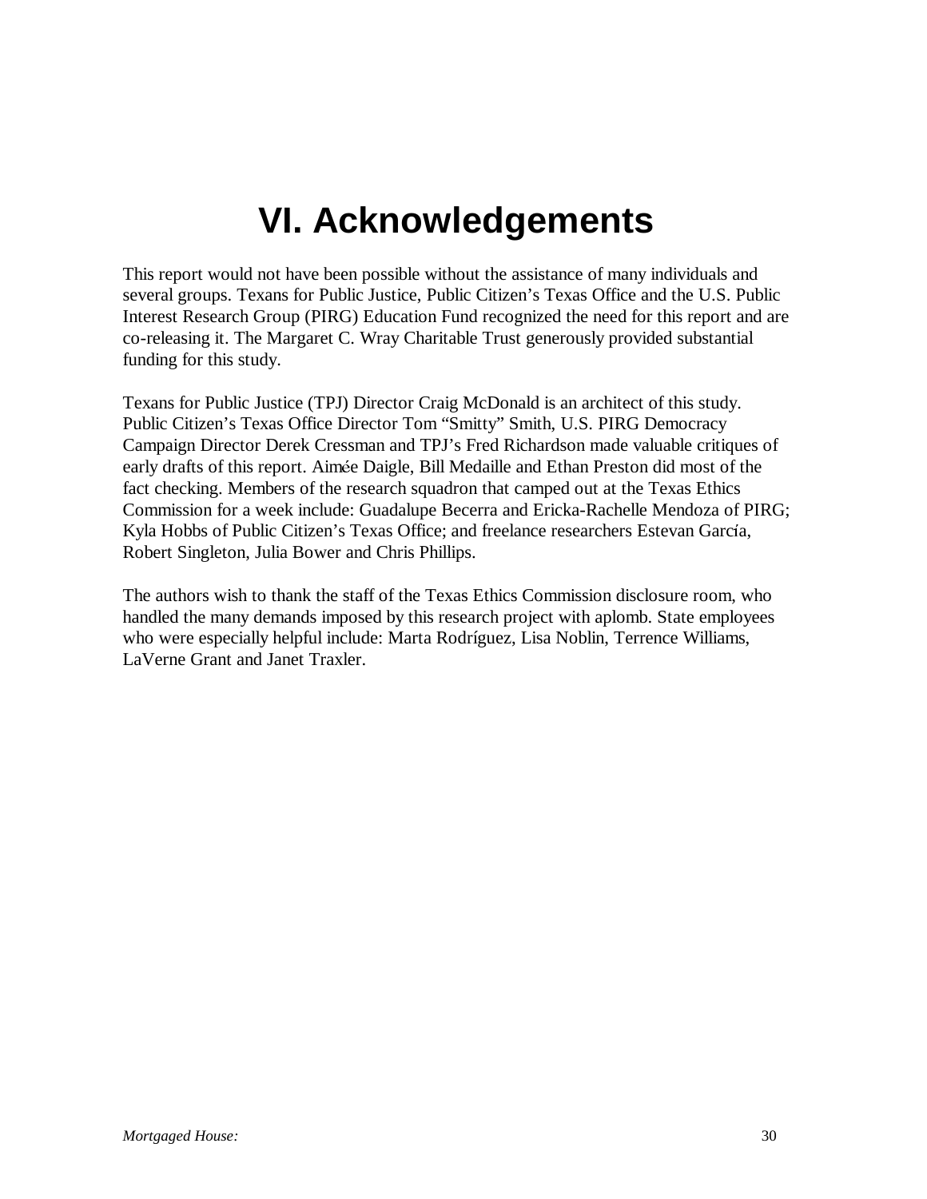# VI. Acknowledgements

This report would not have been possible without the assistance of many individuals and several groups. Texans for Public Justice, Public Citizen's Texas Office and the U.S. Public Interest Research Group (PIRG) Education Fund recognized the need for this report and are co-releasing it. The Margaret C. Wray Charitable Trust generously provided substantial funding for this study.

Texans for Public Justice (TPJ) Director Craig McDonald is an architect of this study. Public Citizen's Texas Office Director Tom "Smitty" Smith, U.S. PIRG Democracy Campaign Director Derek Cressman and TPJ's Fred Richardson made valuable critiques of early drafts of this report. Aimée Daigle, Bill Medaille and Ethan Preston did most of the fact checking. Members of the research squadron that camped out at the Texas Ethics Commission for a week include: Guadalupe Becerra and Ericka-Rachelle Mendoza of PIRG; Kyla Hobbs of Public Citizen's Texas Office; and freelance researchers Estevan García, Robert Singleton, Julia Bower and Chris Phillips.

The authors wish to thank the staff of the Texas Ethics Commission disclosure room, who handled the many demands imposed by this research project with aplomb. State employees who were especially helpful include: Marta Rodríguez, Lisa Noblin, Terrence Williams, LaVerne Grant and Janet Traxler.